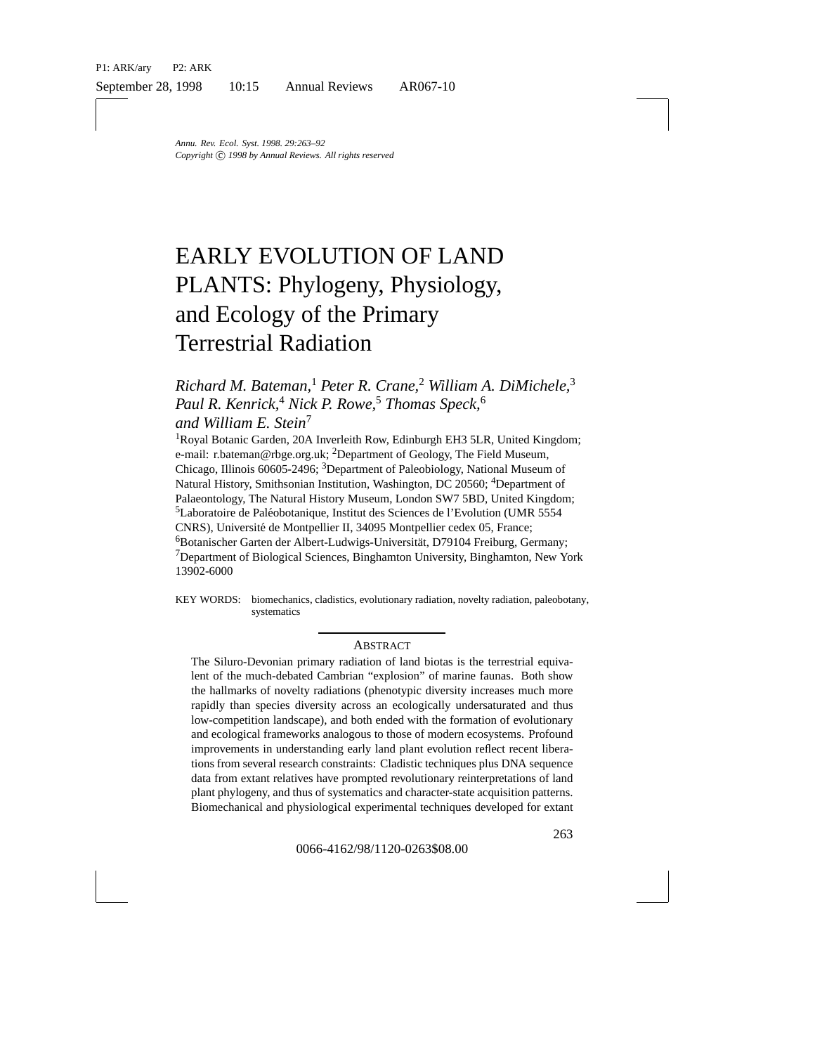*Annu. Rev. Ecol. Syst. 1998. 29:263–92*
*Copyright © 1998 by Annual Reviews. All rights reserved*

# EARLY EVOLUTION OF LAND PLANTS: Phylogeny, Physiology, and Ecology of the Primary Terrestrial Radiation

*Richard M. Bateman,*[1] *Peter R. Crane,*[2] *William A. DiMichele,*[3] *Paul R. Kenrick,*[4] *Nick P. Rowe,*[5] *Thomas Speck,*[6] *and William E. Stein*[7]

[1]Royal Botanic Garden, 20A Inverleith Row, Edinburgh EH3 5LR, United Kingdom; e-mail: r.bateman@rbge.org.uk; [2]Department of Geology, The Field Museum, Chicago, Illinois 60605-2496; [3]Department of Paleobiology, National Museum of Natural History, Smithsonian Institution, Washington, DC 20560; [4]Department of Palaeontology, The Natural History Museum, London SW7 5BD, United Kingdom; [5]Laboratoire de Paléobotanique, Institut des Sciences de l'Evolution (UMR 5554 CNRS), Université de Montpellier II, 34095 Montpellier cedex 05, France; [6]Botanischer Garten der Albert-Ludwigs-Universität, D79104 Freiburg, Germany; [7]Department of Biological Sciences, Binghamton University, Binghamton, New York 13902-6000

KEY WORDS: biomechanics, cladistics, evolutionary radiation, novelty radiation, paleobotany, systematics

## ABSTRACT

The Siluro-Devonian primary radiation of land biotas is the terrestrial equivalent of the much-debated Cambrian "explosion" of marine faunas. Both show the hallmarks of novelty radiations (phenotypic diversity increases much more rapidly than species diversity across an ecologically undersaturated and thus low-competition landscape), and both ended with the formation of evolutionary and ecological frameworks analogous to those of modern ecosystems. Profound improvements in understanding early land plant evolution reflect recent liberations from several research constraints: Cladistic techniques plus DNA sequence data from extant relatives have prompted revolutionary reinterpretations of land plant phylogeny, and thus of systematics and character-state acquisition patterns. Biomechanical and physiological experimental techniques developed for extant

0066-4162/98/1120-0263$08.00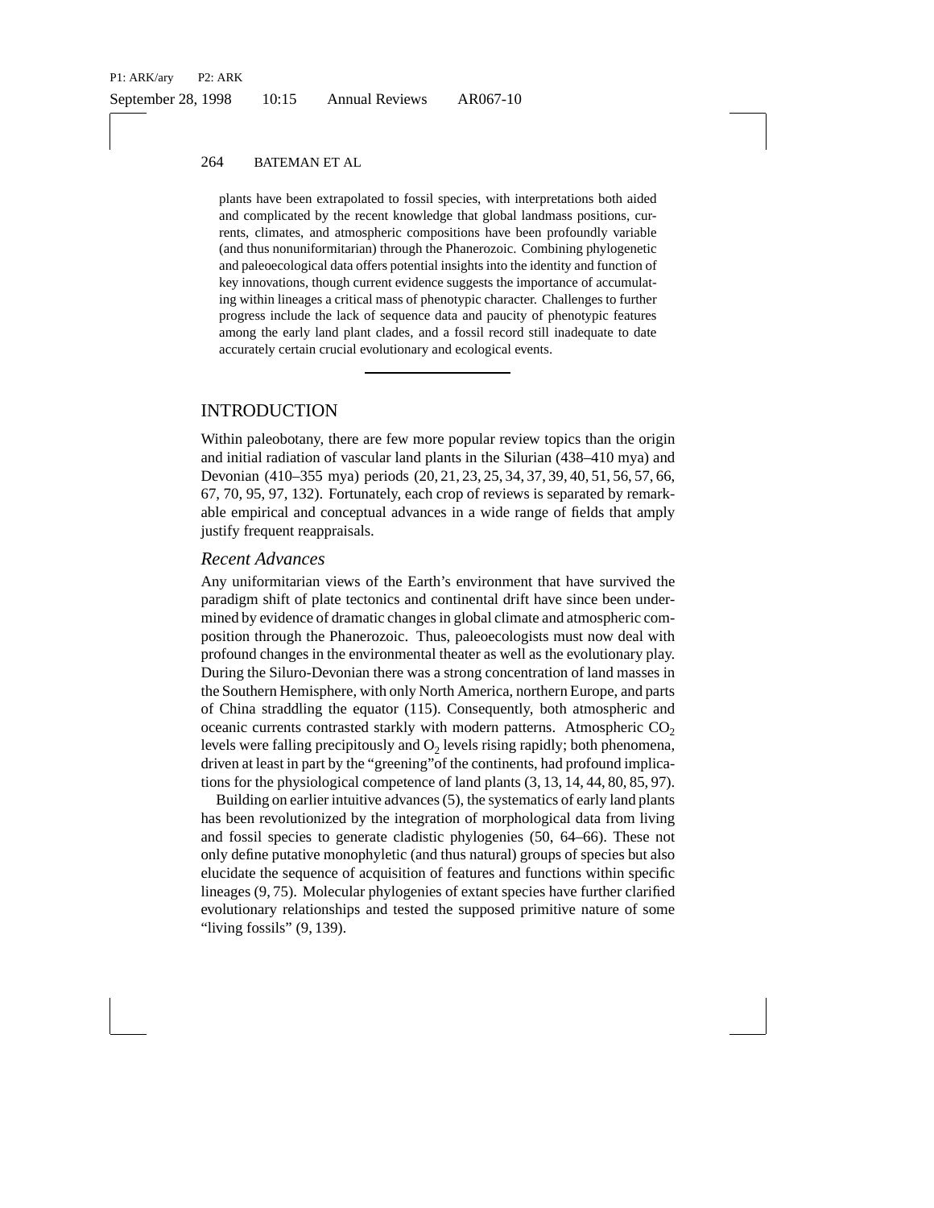plants have been extrapolated to fossil species, with interpretations both aided and complicated by the recent knowledge that global landmass positions, currents, climates, and atmospheric compositions have been profoundly variable (and thus nonuniformitarian) through the Phanerozoic. Combining phylogenetic and paleoecological data offers potential insights into the identity and function of key innovations, though current evidence suggests the importance of accumulating within lineages a critical mass of phenotypic character. Challenges to further progress include the lack of sequence data and paucity of phenotypic features among the early land plant clades, and a fossil record still inadequate to date accurately certain crucial evolutionary and ecological events.

## INTRODUCTION

Within paleobotany, there are few more popular review topics than the origin and initial radiation of vascular land plants in the Silurian (438–410 mya) and Devonian (410–355 mya) periods (20, 21, 23, 25, 34, 37, 39, 40, 51, 56, 57, 66, 67, 70, 95, 97, 132). Fortunately, each crop of reviews is separated by remarkable empirical and conceptual advances in a wide range of fields that amply justify frequent reappraisals.

### *Recent Advances*

Any uniformitarian views of the Earth's environment that have survived the paradigm shift of plate tectonics and continental drift have since been undermined by evidence of dramatic changes in global climate and atmospheric composition through the Phanerozoic. Thus, paleoecologists must now deal with profound changes in the environmental theater as well as the evolutionary play. During the Siluro-Devonian there was a strong concentration of land masses in the Southern Hemisphere, with only North America, northern Europe, and parts of China straddling the equator (115). Consequently, both atmospheric and oceanic currents contrasted starkly with modern patterns. Atmospheric $CO_2$ levels were falling precipitously and $O_2$ levels rising rapidly; both phenomena, driven at least in part by the "greening" of the continents, had profound implications for the physiological competence of land plants (3, 13, 14, 44, 80, 85, 97).

Building on earlier intuitive advances (5), the systematics of early land plants has been revolutionized by the integration of morphological data from living and fossil species to generate cladistic phylogenies (50, 64–66). These not only define putative monophyletic (and thus natural) groups of species but also elucidate the sequence of acquisition of features and functions within specific lineages (9, 75). Molecular phylogenies of extant species have further clarified evolutionary relationships and tested the supposed primitive nature of some "living fossils" (9, 139).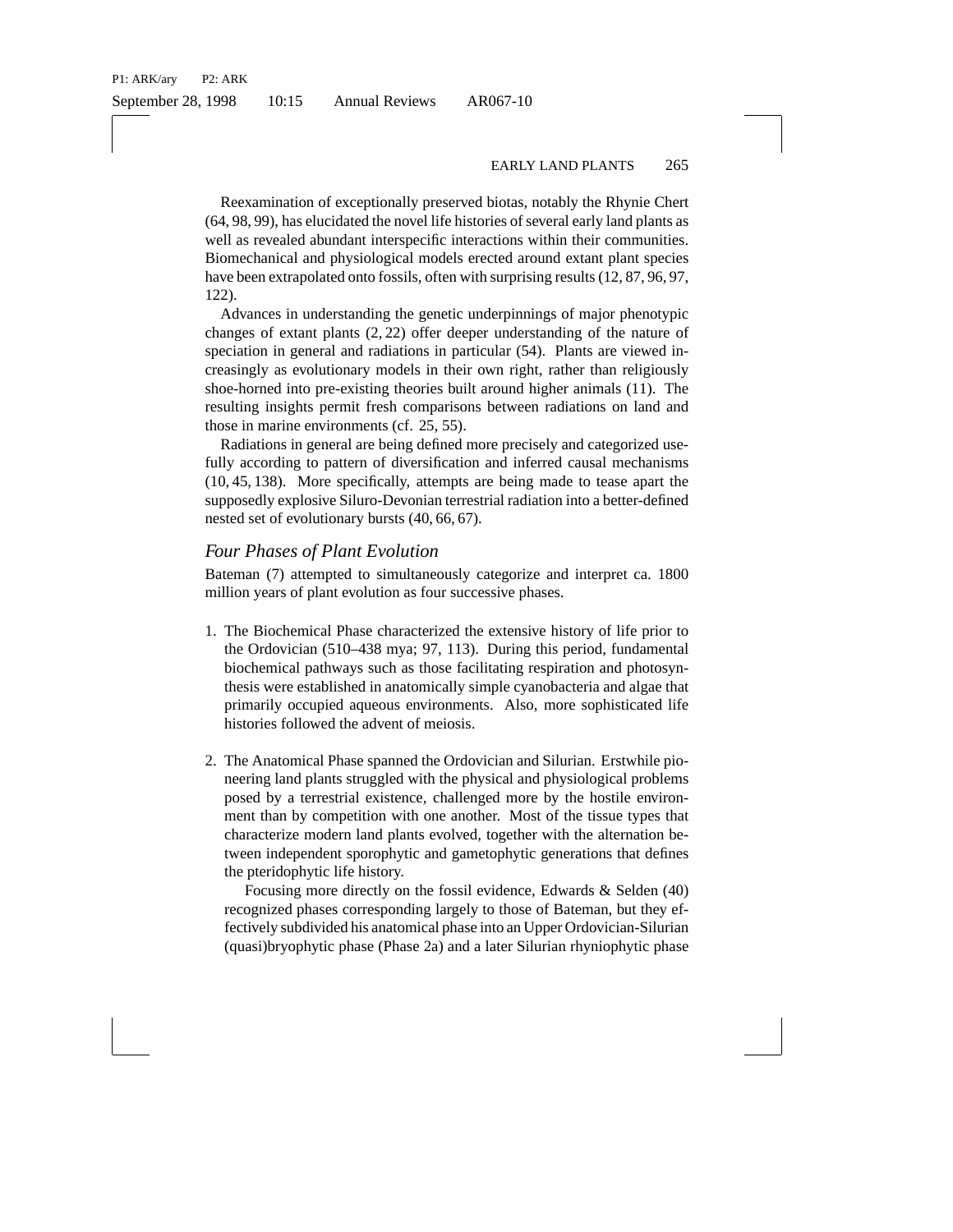Reexamination of exceptionally preserved biotas, notably the Rhynie Chert (64, 98, 99), has elucidated the novel life histories of several early land plants as well as revealed abundant interspecific interactions within their communities. Biomechanical and physiological models erected around extant plant species have been extrapolated onto fossils, often with surprising results (12, 87, 96, 97, 122).

Advances in understanding the genetic underpinnings of major phenotypic changes of extant plants (2, 22) offer deeper understanding of the nature of speciation in general and radiations in particular (54). Plants are viewed increasingly as evolutionary models in their own right, rather than religiously shoe-horned into pre-existing theories built around higher animals (11). The resulting insights permit fresh comparisons between radiations on land and those in marine environments (cf. 25, 55).

Radiations in general are being defined more precisely and categorized usefully according to pattern of diversification and inferred causal mechanisms (10, 45, 138). More specifically, attempts are being made to tease apart the supposedly explosive Siluro-Devonian terrestrial radiation into a better-defined nested set of evolutionary bursts (40, 66, 67).

## *Four Phases of Plant Evolution*

Bateman (7) attempted to simultaneously categorize and interpret ca. 1800 million years of plant evolution as four successive phases.

1. The Biochemical Phase characterized the extensive history of life prior to the Ordovician (510–438 mya; 97, 113). During this period, fundamental biochemical pathways such as those facilitating respiration and photosynthesis were established in anatomically simple cyanobacteria and algae that primarily occupied aqueous environments. Also, more sophisticated life histories followed the advent of meiosis.

2. The Anatomical Phase spanned the Ordovician and Silurian. Erstwhile pioneering land plants struggled with the physical and physiological problems posed by a terrestrial existence, challenged more by the hostile environment than by competition with one another. Most of the tissue types that characterize modern land plants evolved, together with the alternation between independent sporophytic and gametophytic generations that defines the pteridophytic life history.

   Focusing more directly on the fossil evidence, Edwards & Selden (40) recognized phases corresponding largely to those of Bateman, but they effectively subdivided his anatomical phase into an Upper Ordovician-Silurian (quasi)bryophytic phase (Phase 2a) and a later Silurian rhyniophytic phase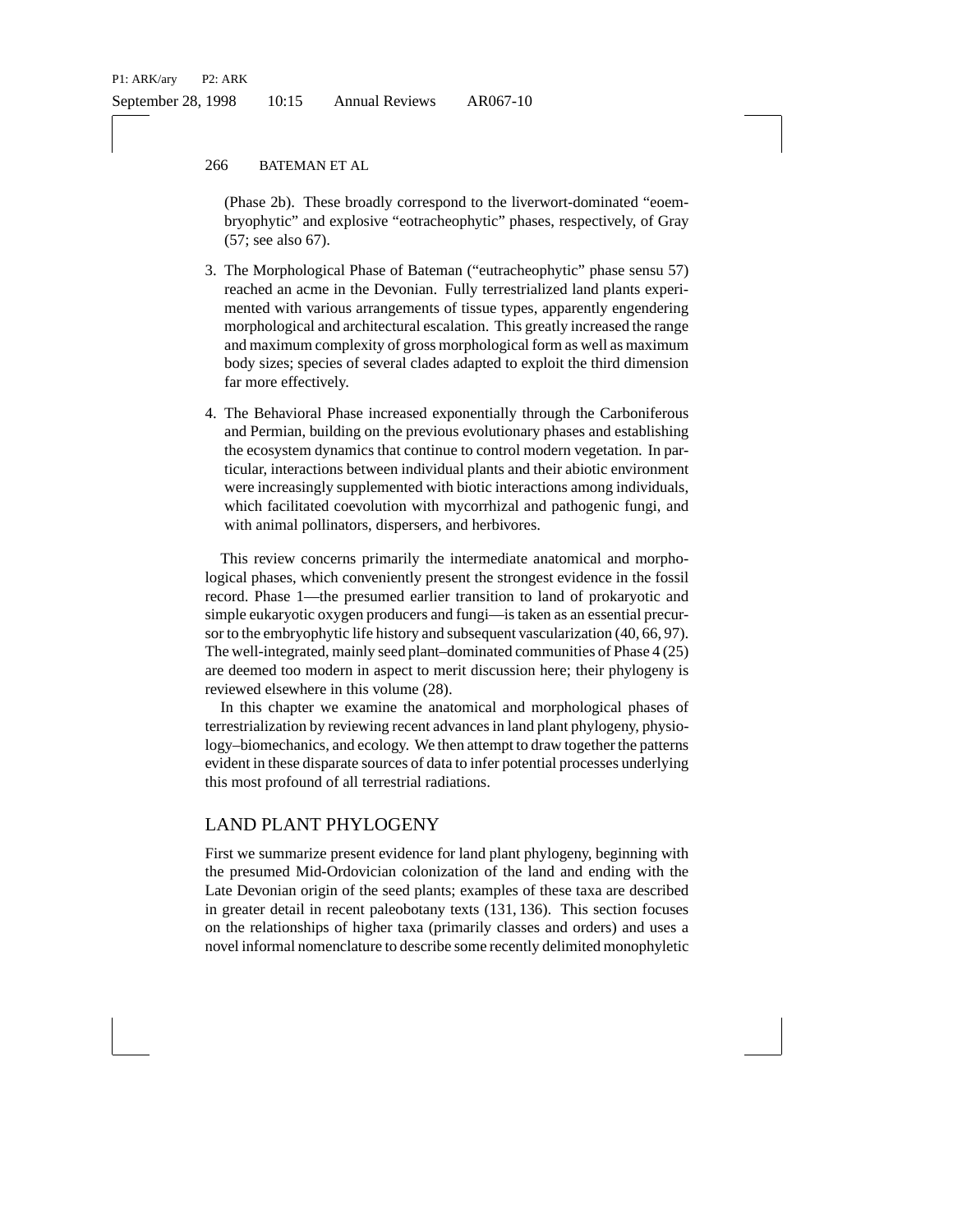(Phase 2b). These broadly correspond to the liverwort-dominated "eoembryophytic" and explosive "eotracheophytic" phases, respectively, of Gray (57; see also 67).

3. The Morphological Phase of Bateman ("eutracheophytic" phase sensu 57) reached an acme in the Devonian. Fully terrestrialized land plants experimented with various arrangements of tissue types, apparently engendering morphological and architectural escalation. This greatly increased the range and maximum complexity of gross morphological form as well as maximum body sizes; species of several clades adapted to exploit the third dimension far more effectively.

4. The Behavioral Phase increased exponentially through the Carboniferous and Permian, building on the previous evolutionary phases and establishing the ecosystem dynamics that continue to control modern vegetation. In particular, interactions between individual plants and their abiotic environment were increasingly supplemented with biotic interactions among individuals, which facilitated coevolution with mycorrhizal and pathogenic fungi, and with animal pollinators, dispersers, and herbivores.

This review concerns primarily the intermediate anatomical and morphological phases, which conveniently present the strongest evidence in the fossil record. Phase 1—the presumed earlier transition to land of prokaryotic and simple eukaryotic oxygen producers and fungi—is taken as an essential precursor to the embryophytic life history and subsequent vascularization (40, 66, 97). The well-integrated, mainly seed plant–dominated communities of Phase 4 (25) are deemed too modern in aspect to merit discussion here; their phylogeny is reviewed elsewhere in this volume (28).

In this chapter we examine the anatomical and morphological phases of terrestrialization by reviewing recent advances in land plant phylogeny, physiology–biomechanics, and ecology. We then attempt to draw together the patterns evident in these disparate sources of data to infer potential processes underlying this most profound of all terrestrial radiations.

## LAND PLANT PHYLOGENY

First we summarize present evidence for land plant phylogeny, beginning with the presumed Mid-Ordovician colonization of the land and ending with the Late Devonian origin of the seed plants; examples of these taxa are described in greater detail in recent paleobotany texts (131, 136). This section focuses on the relationships of higher taxa (primarily classes and orders) and uses a novel informal nomenclature to describe some recently delimited monophyletic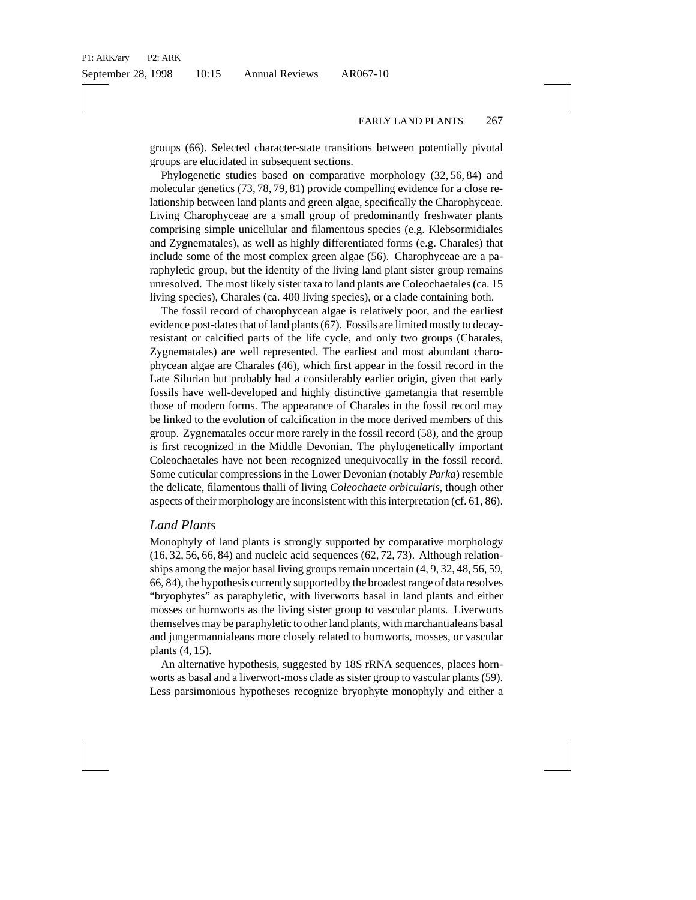groups (66). Selected character-state transitions between potentially pivotal groups are elucidated in subsequent sections.

Phylogenetic studies based on comparative morphology (32, 56, 84) and molecular genetics (73, 78, 79, 81) provide compelling evidence for a close relationship between land plants and green algae, specifically the Charophyceae. Living Charophyceae are a small group of predominantly freshwater plants comprising simple unicellular and filamentous species (e.g. Klebsormidiales and Zygnematales), as well as highly differentiated forms (e.g. Charales) that include some of the most complex green algae (56). Charophyceae are a paraphyletic group, but the identity of the living land plant sister group remains unresolved. The most likely sister taxa to land plants are Coleochaetales (ca. 15 living species), Charales (ca. 400 living species), or a clade containing both.

The fossil record of charophycean algae is relatively poor, and the earliest evidence post-dates that of land plants (67). Fossils are limited mostly to decay-resistant or calcified parts of the life cycle, and only two groups (Charales, Zygnematales) are well represented. The earliest and most abundant charophycean algae are Charales (46), which first appear in the fossil record in the Late Silurian but probably had a considerably earlier origin, given that early fossils have well-developed and highly distinctive gametangia that resemble those of modern forms. The appearance of Charales in the fossil record may be linked to the evolution of calcification in the more derived members of this group. Zygnematales occur more rarely in the fossil record (58), and the group is first recognized in the Middle Devonian. The phylogenetically important Coleochaetales have not been recognized unequivocally in the fossil record. Some cuticular compressions in the Lower Devonian (notably *Parka*) resemble the delicate, filamentous thalli of living *Coleochaete orbicularis*, though other aspects of their morphology are inconsistent with this interpretation (cf. 61, 86).

## *Land Plants*

Monophyly of land plants is strongly supported by comparative morphology (16, 32, 56, 66, 84) and nucleic acid sequences (62, 72, 73). Although relationships among the major basal living groups remain uncertain (4, 9, 32, 48, 56, 59, 66, 84), the hypothesis currently supported by the broadest range of data resolves "bryophytes" as paraphyletic, with liverworts basal in land plants and either mosses or hornworts as the living sister group to vascular plants. Liverworts themselves may be paraphyletic to other land plants, with marchantialeans basal and jungermannialeans more closely related to hornworts, mosses, or vascular plants (4, 15).

An alternative hypothesis, suggested by 18S rRNA sequences, places hornworts as basal and a liverwort-moss clade as sister group to vascular plants (59). Less parsimonious hypotheses recognize bryophyte monophyly and either a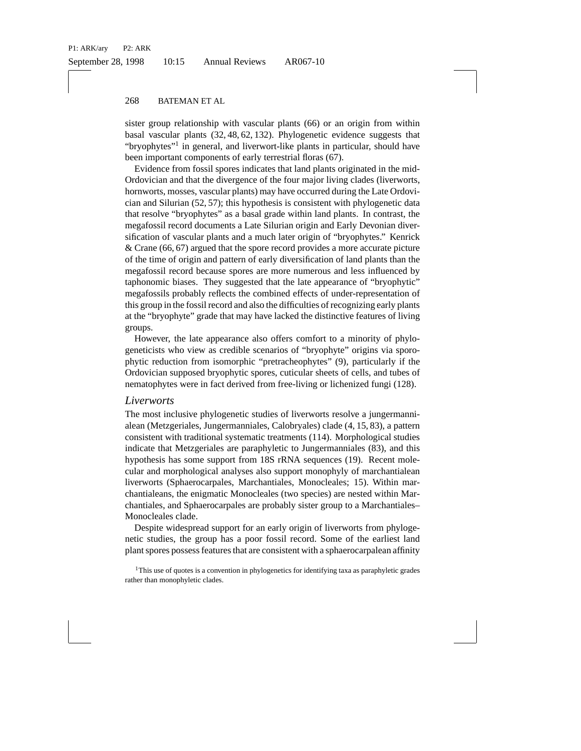sister group relationship with vascular plants (66) or an origin from within basal vascular plants (32, 48, 62, 132). Phylogenetic evidence suggests that "bryophytes"[1] in general, and liverwort-like plants in particular, should have been important components of early terrestrial floras (67).

Evidence from fossil spores indicates that land plants originated in the mid-Ordovician and that the divergence of the four major living clades (liverworts, hornworts, mosses, vascular plants) may have occurred during the Late Ordovician and Silurian (52, 57); this hypothesis is consistent with phylogenetic data that resolve "bryophytes" as a basal grade within land plants. In contrast, the megafossil record documents a Late Silurian origin and Early Devonian diversification of vascular plants and a much later origin of "bryophytes." Kenrick & Crane (66, 67) argued that the spore record provides a more accurate picture of the time of origin and pattern of early diversification of land plants than the megafossil record because spores are more numerous and less influenced by taphonomic biases. They suggested that the late appearance of "bryophytic" megafossils probably reflects the combined effects of under-representation of this group in the fossil record and also the difficulties of recognizing early plants at the "bryophyte" grade that may have lacked the distinctive features of living groups.

However, the late appearance also offers comfort to a minority of phylogeneticists who view as credible scenarios of "bryophyte" origins via sporophytic reduction from isomorphic "pretracheophytes" (9), particularly if the Ordovician supposed bryophytic spores, cuticular sheets of cells, and tubes of nematophytes were in fact derived from free-living or lichenized fungi (128).

## *Liverworts*

The most inclusive phylogenetic studies of liverworts resolve a jungermannialean (Metzgeriales, Jungermanniales, Calobryales) clade (4, 15, 83), a pattern consistent with traditional systematic treatments (114). Morphological studies indicate that Metzgeriales are paraphyletic to Jungermanniales (83), and this hypothesis has some support from 18S rRNA sequences (19). Recent molecular and morphological analyses also support monophyly of marchantialean liverworts (Sphaerocarpales, Marchantiales, Monocleales; 15). Within marchantialeans, the enigmatic Monocleales (two species) are nested within Marchantiales, and Sphaerocarpales are probably sister group to a Marchantiales–Monocleales clade.

Despite widespread support for an early origin of liverworts from phylogenetic studies, the group has a poor fossil record. Some of the earliest land plant spores possess features that are consistent with a sphaerocarpalean affinity

[1] This use of quotes is a convention in phylogenetics for identifying taxa as paraphyletic grades rather than monophyletic clades.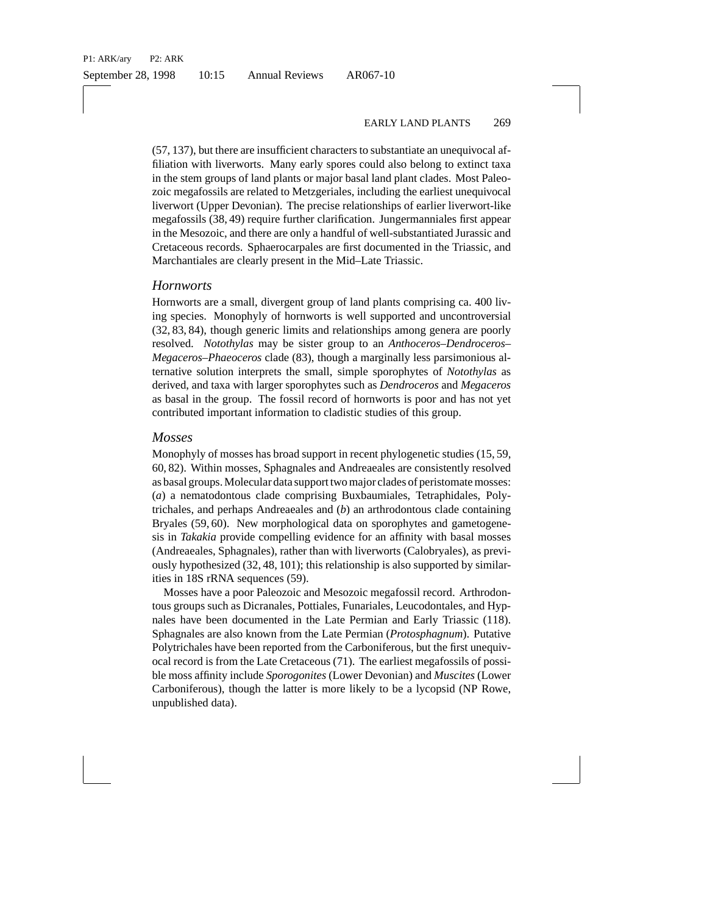(57, 137), but there are insufficient characters to substantiate an unequivocal affiliation with liverworts. Many early spores could also belong to extinct taxa in the stem groups of land plants or major basal land plant clades. Most Paleozoic megafossils are related to Metzgeriales, including the earliest unequivocal liverwort (Upper Devonian). The precise relationships of earlier liverwort-like megafossils (38, 49) require further clarification. Jungermanniales first appear in the Mesozoic, and there are only a handful of well-substantiated Jurassic and Cretaceous records. Sphaerocarpales are first documented in the Triassic, and Marchantiales are clearly present in the Mid–Late Triassic.

## *Hornworts*

Hornworts are a small, divergent group of land plants comprising ca. 400 living species. Monophyly of hornworts is well supported and uncontroversial (32, 83, 84), though generic limits and relationships among genera are poorly resolved. *Notothylas* may be sister group to an *Anthoceros–Dendroceros–Megaceros–Phaeoceros* clade (83), though a marginally less parsimonious alternative solution interprets the small, simple sporophytes of *Notothylas* as derived, and taxa with larger sporophytes such as *Dendroceros* and *Megaceros* as basal in the group. The fossil record of hornworts is poor and has not yet contributed important information to cladistic studies of this group.

## *Mosses*

Monophyly of mosses has broad support in recent phylogenetic studies (15, 59, 60, 82). Within mosses, Sphagnales and Andreaeales are consistently resolved as basal groups. Molecular data support two major clades of peristomate mosses: (*a*) a nematodontous clade comprising Buxbaumiales, Tetraphidales, Polytrichales, and perhaps Andreaeales and (*b*) an arthrodontous clade containing Bryales (59, 60). New morphological data on sporophytes and gametogenesis in *Takakia* provide compelling evidence for an affinity with basal mosses (Andreaeales, Sphagnales), rather than with liverworts (Calobryales), as previously hypothesized (32, 48, 101); this relationship is also supported by similarities in 18S rRNA sequences (59).

Mosses have a poor Paleozoic and Mesozoic megafossil record. Arthrodontous groups such as Dicranales, Pottiales, Funariales, Leucodontales, and Hypnales have been documented in the Late Permian and Early Triassic (118). Sphagnales are also known from the Late Permian (*Protosphagnum*). Putative Polytrichales have been reported from the Carboniferous, but the first unequivocal record is from the Late Cretaceous (71). The earliest megafossils of possible moss affinity include *Sporogonites* (Lower Devonian) and *Muscites* (Lower Carboniferous), though the latter is more likely to be a lycopsid (NP Rowe, unpublished data).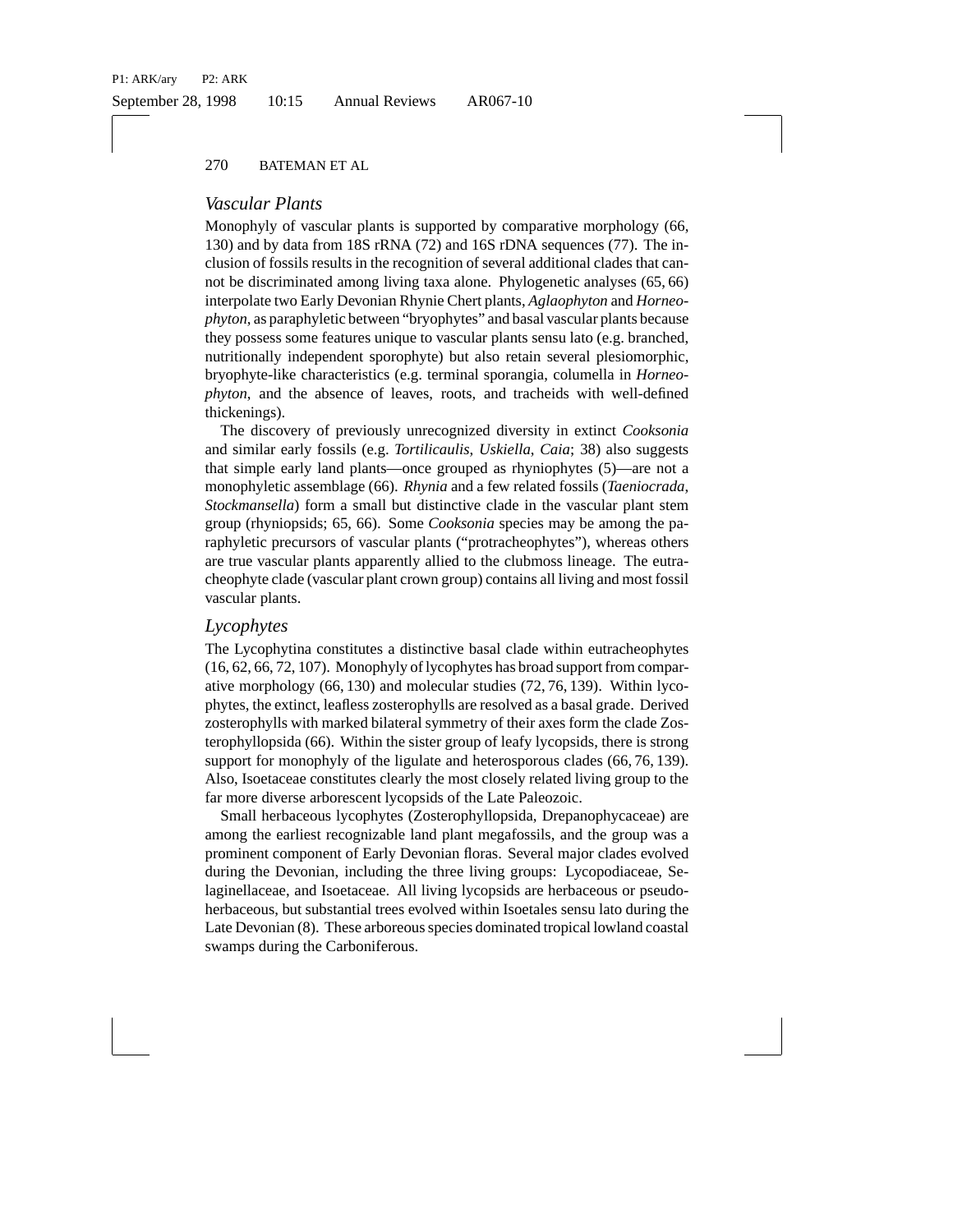## *Vascular Plants*

Monophyly of vascular plants is supported by comparative morphology (66, 130) and by data from 18S rRNA (72) and 16S rDNA sequences (77). The inclusion of fossils results in the recognition of several additional clades that cannot be discriminated among living taxa alone. Phylogenetic analyses (65, 66) interpolate two Early Devonian Rhynie Chert plants, *Aglaophyton* and *Horneophyton*, as paraphyletic between "bryophytes" and basal vascular plants because they possess some features unique to vascular plants sensu lato (e.g. branched, nutritionally independent sporophyte) but also retain several plesiomorphic, bryophyte-like characteristics (e.g. terminal sporangia, columella in *Horneophyton*, and the absence of leaves, roots, and tracheids with well-defined thickenings).

The discovery of previously unrecognized diversity in extinct *Cooksonia* and similar early fossils (e.g. *Tortilicaulis*, *Uskiella*, *Caia*; 38) also suggests that simple early land plants—once grouped as rhyniophytes (5)—are not a monophyletic assemblage (66). *Rhynia* and a few related fossils (*Taeniocrada*, *Stockmansella*) form a small but distinctive clade in the vascular plant stem group (rhyniopsids; 65, 66). Some *Cooksonia* species may be among the paraphyletic precursors of vascular plants ("protracheophytes"), whereas others are true vascular plants apparently allied to the clubmoss lineage. The eutracheophyte clade (vascular plant crown group) contains all living and most fossil vascular plants.

## *Lycophytes*

The Lycophytina constitutes a distinctive basal clade within eutracheophytes (16, 62, 66, 72, 107). Monophyly of lycophytes has broad support from comparative morphology (66, 130) and molecular studies (72, 76, 139). Within lycophytes, the extinct, leafless zosterophylls are resolved as a basal grade. Derived zosterophylls with marked bilateral symmetry of their axes form the clade Zosterophyllopsida (66). Within the sister group of leafy lycopsids, there is strong support for monophyly of the ligulate and heterosporous clades (66, 76, 139). Also, Isoetaceae constitutes clearly the most closely related living group to the far more diverse arborescent lycopsids of the Late Paleozoic.

Small herbaceous lycophytes (Zosterophyllopsida, Drepanophycaceae) are among the earliest recognizable land plant megafossils, and the group was a prominent component of Early Devonian floras. Several major clades evolved during the Devonian, including the three living groups: Lycopodiaceae, Selaginellaceae, and Isoetaceae. All living lycopsids are herbaceous or pseudoherbaceous, but substantial trees evolved within Isoetales sensu lato during the Late Devonian (8). These arboreous species dominated tropical lowland coastal swamps during the Carboniferous.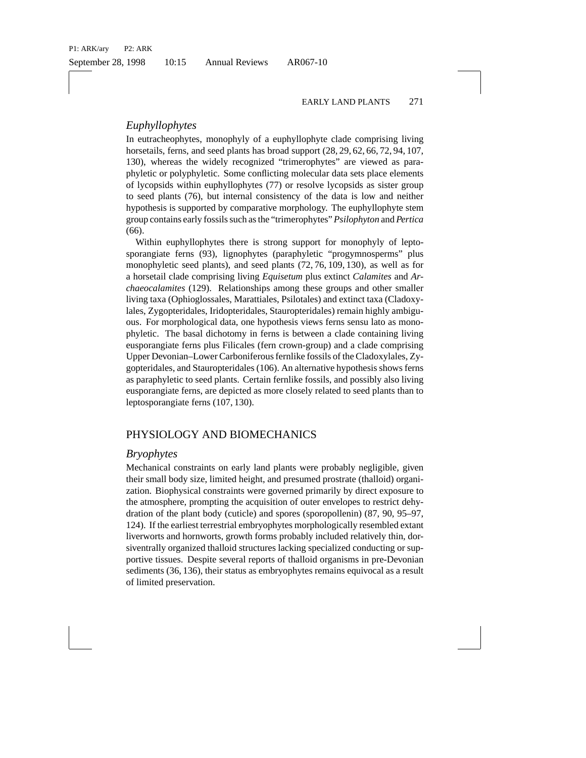### *Euphyllophytes*

In eutracheophytes, monophyly of a euphyllophyte clade comprising living horsetails, ferns, and seed plants has broad support (28, 29, 62, 66, 72, 94, 107, 130), whereas the widely recognized "trimerophytes" are viewed as paraphyletic or polyphyletic. Some conflicting molecular data sets place elements of lycopsids within euphyllophytes (77) or resolve lycopsids as sister group to seed plants (76), but internal consistency of the data is low and neither hypothesis is supported by comparative morphology. The euphyllophyte stem group contains early fossils such as the "trimerophytes" *Psilophyton* and *Pertica* (66).

Within euphyllophytes there is strong support for monophyly of leptosporangiate ferns (93), lignophytes (paraphyletic "progymnosperms" plus monophyletic seed plants), and seed plants (72, 76, 109, 130), as well as for a horsetail clade comprising living *Equisetum* plus extinct *Calamites* and *Archaeocalamites* (129). Relationships among these groups and other smaller living taxa (Ophioglossales, Marattiales, Psilotales) and extinct taxa (Cladoxylales, Zygopteridales, Iridopteridales, Stauropteridales) remain highly ambiguous. For morphological data, one hypothesis views ferns sensu lato as monophyletic. The basal dichotomy in ferns is between a clade containing living eusporangiate ferns plus Filicales (fern crown-group) and a clade comprising Upper Devonian–Lower Carboniferous fernlike fossils of the Cladoxylales, Zygopteridales, and Stauropteridales (106). An alternative hypothesis shows ferns as paraphyletic to seed plants. Certain fernlike fossils, and possibly also living eusporangiate ferns, are depicted as more closely related to seed plants than to leptosporangiate ferns (107, 130).

## PHYSIOLOGY AND BIOMECHANICS

### *Bryophytes*

Mechanical constraints on early land plants were probably negligible, given their small body size, limited height, and presumed prostrate (thalloid) organization. Biophysical constraints were governed primarily by direct exposure to the atmosphere, prompting the acquisition of outer envelopes to restrict dehydration of the plant body (cuticle) and spores (sporopollenin) (87, 90, 95–97, 124). If the earliest terrestrial embryophytes morphologically resembled extant liverworts and hornworts, growth forms probably included relatively thin, dorsiventrally organized thalloid structures lacking specialized conducting or supportive tissues. Despite several reports of thalloid organisms in pre-Devonian sediments (36, 136), their status as embryophytes remains equivocal as a result of limited preservation.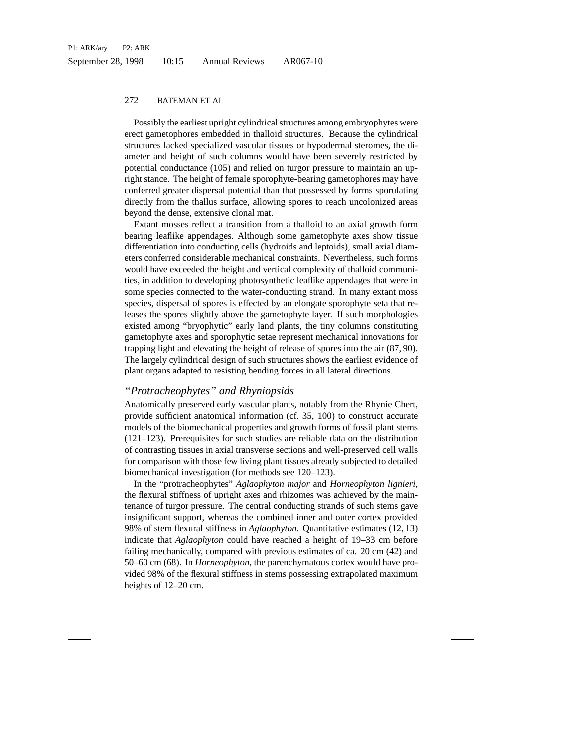Possibly the earliest upright cylindrical structures among embryophytes were erect gametophores embedded in thalloid structures. Because the cylindrical structures lacked specialized vascular tissues or hypodermal steromes, the diameter and height of such columns would have been severely restricted by potential conductance (105) and relied on turgor pressure to maintain an upright stance. The height of female sporophyte-bearing gametophores may have conferred greater dispersal potential than that possessed by forms sporulating directly from the thallus surface, allowing spores to reach uncolonized areas beyond the dense, extensive clonal mat.

Extant mosses reflect a transition from a thalloid to an axial growth form bearing leaflike appendages. Although some gametophyte axes show tissue differentiation into conducting cells (hydroids and leptoids), small axial diameters conferred considerable mechanical constraints. Nevertheless, such forms would have exceeded the height and vertical complexity of thalloid communities, in addition to developing photosynthetic leaflike appendages that were in some species connected to the water-conducting strand. In many extant moss species, dispersal of spores is effected by an elongate sporophyte seta that releases the spores slightly above the gametophyte layer. If such morphologies existed among "bryophytic" early land plants, the tiny columns constituting gametophyte axes and sporophytic setae represent mechanical innovations for trapping light and elevating the height of release of spores into the air (87, 90). The largely cylindrical design of such structures shows the earliest evidence of plant organs adapted to resisting bending forces in all lateral directions.

## *"Protracheophytes" and Rhyniopsids*

Anatomically preserved early vascular plants, notably from the Rhynie Chert, provide sufficient anatomical information (cf. 35, 100) to construct accurate models of the biomechanical properties and growth forms of fossil plant stems (121–123). Prerequisites for such studies are reliable data on the distribution of contrasting tissues in axial transverse sections and well-preserved cell walls for comparison with those few living plant tissues already subjected to detailed biomechanical investigation (for methods see 120–123).

In the "protracheophytes" *Aglaophyton major* and *Horneophyton lignieri*, the flexural stiffness of upright axes and rhizomes was achieved by the maintenance of turgor pressure. The central conducting strands of such stems gave insignificant support, whereas the combined inner and outer cortex provided 98% of stem flexural stiffness in *Aglaophyton*. Quantitative estimates (12, 13) indicate that *Aglaophyton* could have reached a height of 19–33 cm before failing mechanically, compared with previous estimates of ca. 20 cm (42) and 50–60 cm (68). In *Horneophyton*, the parenchymatous cortex would have provided 98% of the flexural stiffness in stems possessing extrapolated maximum heights of 12–20 cm.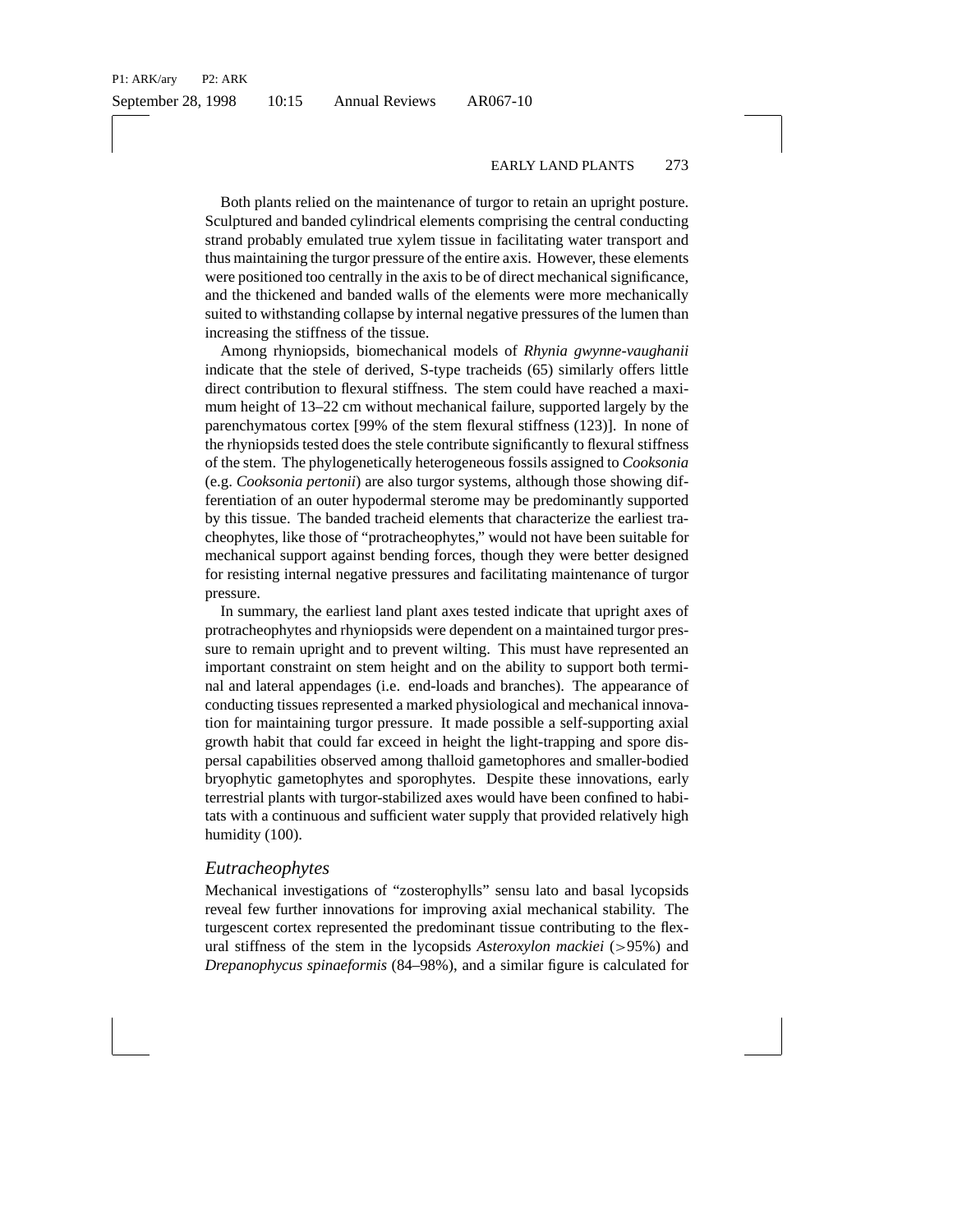Both plants relied on the maintenance of turgor to retain an upright posture. Sculptured and banded cylindrical elements comprising the central conducting strand probably emulated true xylem tissue in facilitating water transport and thus maintaining the turgor pressure of the entire axis. However, these elements were positioned too centrally in the axis to be of direct mechanical significance, and the thickened and banded walls of the elements were more mechanically suited to withstanding collapse by internal negative pressures of the lumen than increasing the stiffness of the tissue.

Among rhyniopsids, biomechanical models of *Rhynia gwynne-vaughanii* indicate that the stele of derived, S-type tracheids (65) similarly offers little direct contribution to flexural stiffness. The stem could have reached a maximum height of 13–22 cm without mechanical failure, supported largely by the parenchymatous cortex [99% of the stem flexural stiffness (123)]. In none of the rhyniopsids tested does the stele contribute significantly to flexural stiffness of the stem. The phylogenetically heterogeneous fossils assigned to *Cooksonia* (e.g. *Cooksonia pertonii*) are also turgor systems, although those showing differentiation of an outer hypodermal sterome may be predominantly supported by this tissue. The banded tracheid elements that characterize the earliest tracheophytes, like those of "protracheophytes," would not have been suitable for mechanical support against bending forces, though they were better designed for resisting internal negative pressures and facilitating maintenance of turgor pressure.

In summary, the earliest land plant axes tested indicate that upright axes of protracheophytes and rhyniopsids were dependent on a maintained turgor pressure to remain upright and to prevent wilting. This must have represented an important constraint on stem height and on the ability to support both terminal and lateral appendages (i.e. end-loads and branches). The appearance of conducting tissues represented a marked physiological and mechanical innovation for maintaining turgor pressure. It made possible a self-supporting axial growth habit that could far exceed in height the light-trapping and spore dispersal capabilities observed among thalloid gametophores and smaller-bodied bryophytic gametophytes and sporophytes. Despite these innovations, early terrestrial plants with turgor-stabilized axes would have been confined to habitats with a continuous and sufficient water supply that provided relatively high humidity (100).

### *Eutracheophytes*

Mechanical investigations of "zosterophylls" sensu lato and basal lycopsids reveal few further innovations for improving axial mechanical stability. The turgescent cortex represented the predominant tissue contributing to the flexural stiffness of the stem in the lycopsids *Asteroxylon mackiei* ($>$95%) and *Drepanophycus spinaeformis* (84–98%), and a similar figure is calculated for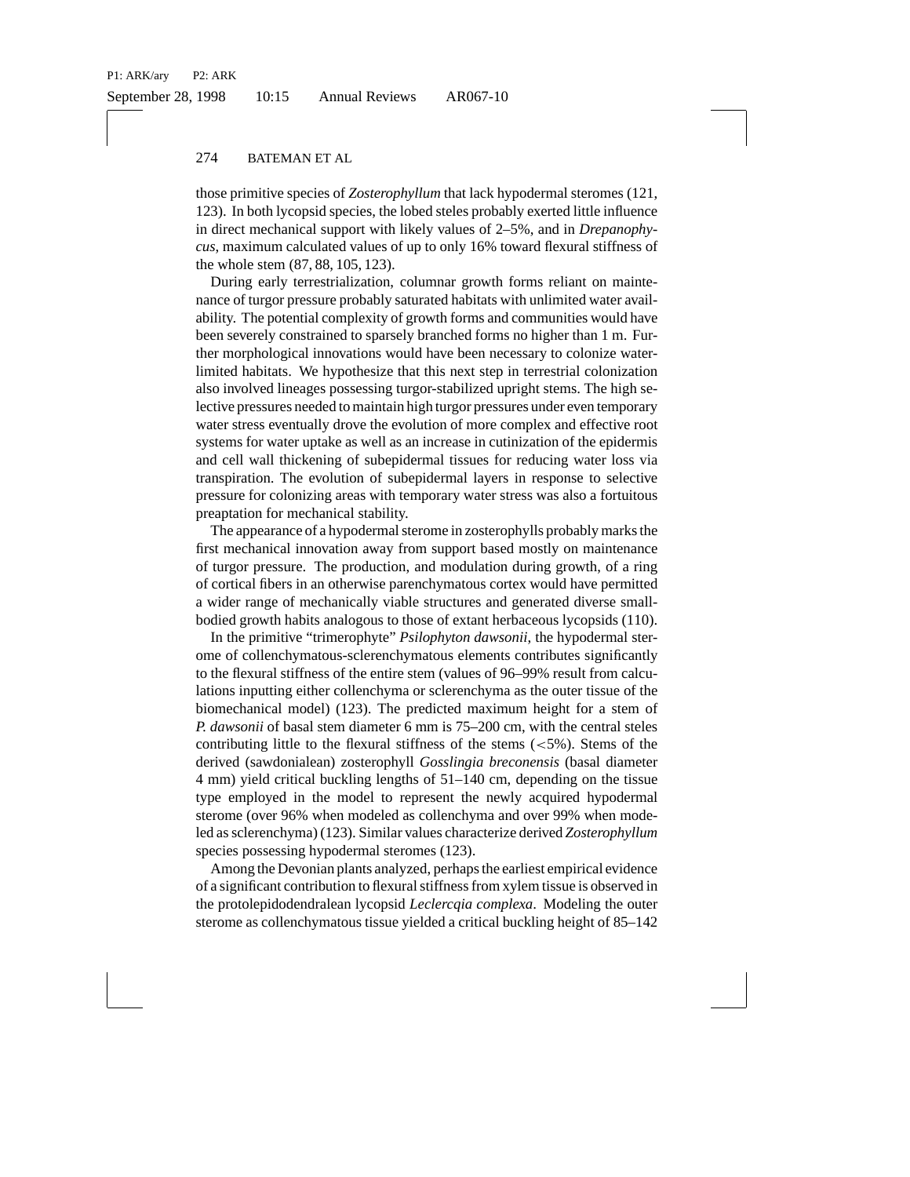those primitive species of *Zosterophyllum* that lack hypodermal steromes (121, 123). In both lycopsid species, the lobed steles probably exerted little influence in direct mechanical support with likely values of 2–5%, and in *Drepanophycus*, maximum calculated values of up to only 16% toward flexural stiffness of the whole stem (87, 88, 105, 123).

During early terrestrialization, columnar growth forms reliant on maintenance of turgor pressure probably saturated habitats with unlimited water availability. The potential complexity of growth forms and communities would have been severely constrained to sparsely branched forms no higher than 1 m. Further morphological innovations would have been necessary to colonize water-limited habitats. We hypothesize that this next step in terrestrial colonization also involved lineages possessing turgor-stabilized upright stems. The high selective pressures needed to maintain high turgor pressures under even temporary water stress eventually drove the evolution of more complex and effective root systems for water uptake as well as an increase in cutinization of the epidermis and cell wall thickening of subepidermal tissues for reducing water loss via transpiration. The evolution of subepidermal layers in response to selective pressure for colonizing areas with temporary water stress was also a fortuitous preaptation for mechanical stability.

The appearance of a hypodermal sterome in zosterophylls probably marks the first mechanical innovation away from support based mostly on maintenance of turgor pressure. The production, and modulation during growth, of a ring of cortical fibers in an otherwise parenchymatous cortex would have permitted a wider range of mechanically viable structures and generated diverse small-bodied growth habits analogous to those of extant herbaceous lycopsids (110).

In the primitive "trimerophyte" *Psilophyton dawsonii*, the hypodermal sterome of collenchymatous-sclerenchymatous elements contributes significantly to the flexural stiffness of the entire stem (values of 96–99% result from calculations inputting either collenchyma or sclerenchyma as the outer tissue of the biomechanical model) (123). The predicted maximum height for a stem of *P. dawsonii* of basal stem diameter 6 mm is 75–200 cm, with the central steles contributing little to the flexural stiffness of the stems ($<$5%). Stems of the derived (sawdonialean) zosterophyll *Gosslingia breconensis* (basal diameter 4 mm) yield critical buckling lengths of 51–140 cm, depending on the tissue type employed in the model to represent the newly acquired hypodermal sterome (over 96% when modeled as collenchyma and over 99% when modeled as sclerenchyma) (123). Similar values characterize derived *Zosterophyllum* species possessing hypodermal steromes (123).

Among the Devonian plants analyzed, perhaps the earliest empirical evidence of a significant contribution to flexural stiffness from xylem tissue is observed in the protolepidodendralean lycopsid *Leclercqia complexa*. Modeling the outer sterome as collenchymatous tissue yielded a critical buckling height of 85–142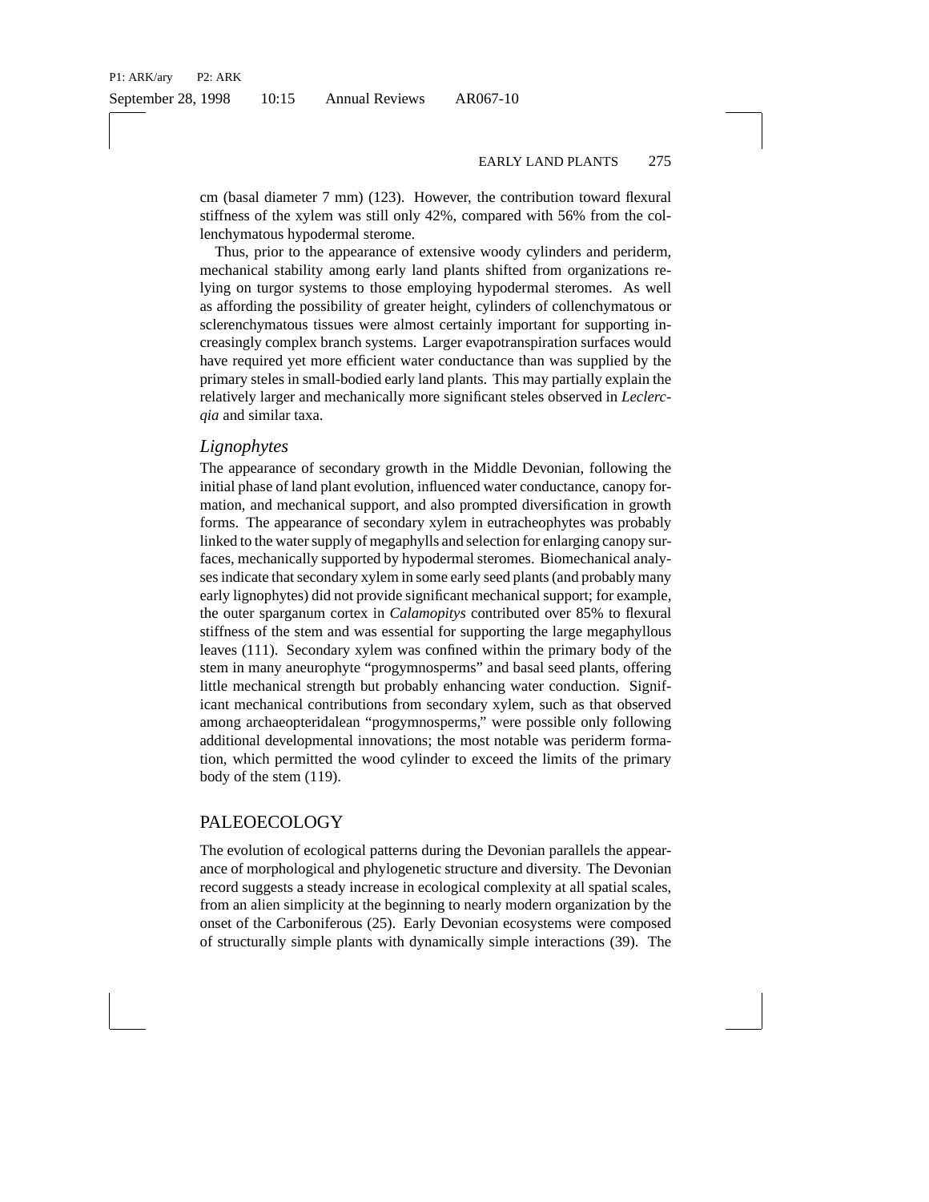cm (basal diameter 7 mm) (123). However, the contribution toward flexural stiffness of the xylem was still only 42%, compared with 56% from the collenchymatous hypodermal sterome.

Thus, prior to the appearance of extensive woody cylinders and periderm, mechanical stability among early land plants shifted from organizations relying on turgor systems to those employing hypodermal steromes. As well as affording the possibility of greater height, cylinders of collenchymatous or sclerenchymatous tissues were almost certainly important for supporting increasingly complex branch systems. Larger evapotranspiration surfaces would have required yet more efficient water conductance than was supplied by the primary steles in small-bodied early land plants. This may partially explain the relatively larger and mechanically more significant steles observed in *Leclercqia* and similar taxa.

### *Lignophytes*

The appearance of secondary growth in the Middle Devonian, following the initial phase of land plant evolution, influenced water conductance, canopy formation, and mechanical support, and also prompted diversification in growth forms. The appearance of secondary xylem in eutracheophytes was probably linked to the water supply of megaphylls and selection for enlarging canopy surfaces, mechanically supported by hypodermal steromes. Biomechanical analyses indicate that secondary xylem in some early seed plants (and probably many early lignophytes) did not provide significant mechanical support; for example, the outer sparganum cortex in *Calamopitys* contributed over 85% to flexural stiffness of the stem and was essential for supporting the large megaphyllous leaves (111). Secondary xylem was confined within the primary body of the stem in many aneurophyte "progymnosperms" and basal seed plants, offering little mechanical strength but probably enhancing water conduction. Significant mechanical contributions from secondary xylem, such as that observed among archaeopteridalean "progymnosperms," were possible only following additional developmental innovations; the most notable was periderm formation, which permitted the wood cylinder to exceed the limits of the primary body of the stem (119).

## PALEOECOLOGY

The evolution of ecological patterns during the Devonian parallels the appearance of morphological and phylogenetic structure and diversity. The Devonian record suggests a steady increase in ecological complexity at all spatial scales, from an alien simplicity at the beginning to nearly modern organization by the onset of the Carboniferous (25). Early Devonian ecosystems were composed of structurally simple plants with dynamically simple interactions (39). The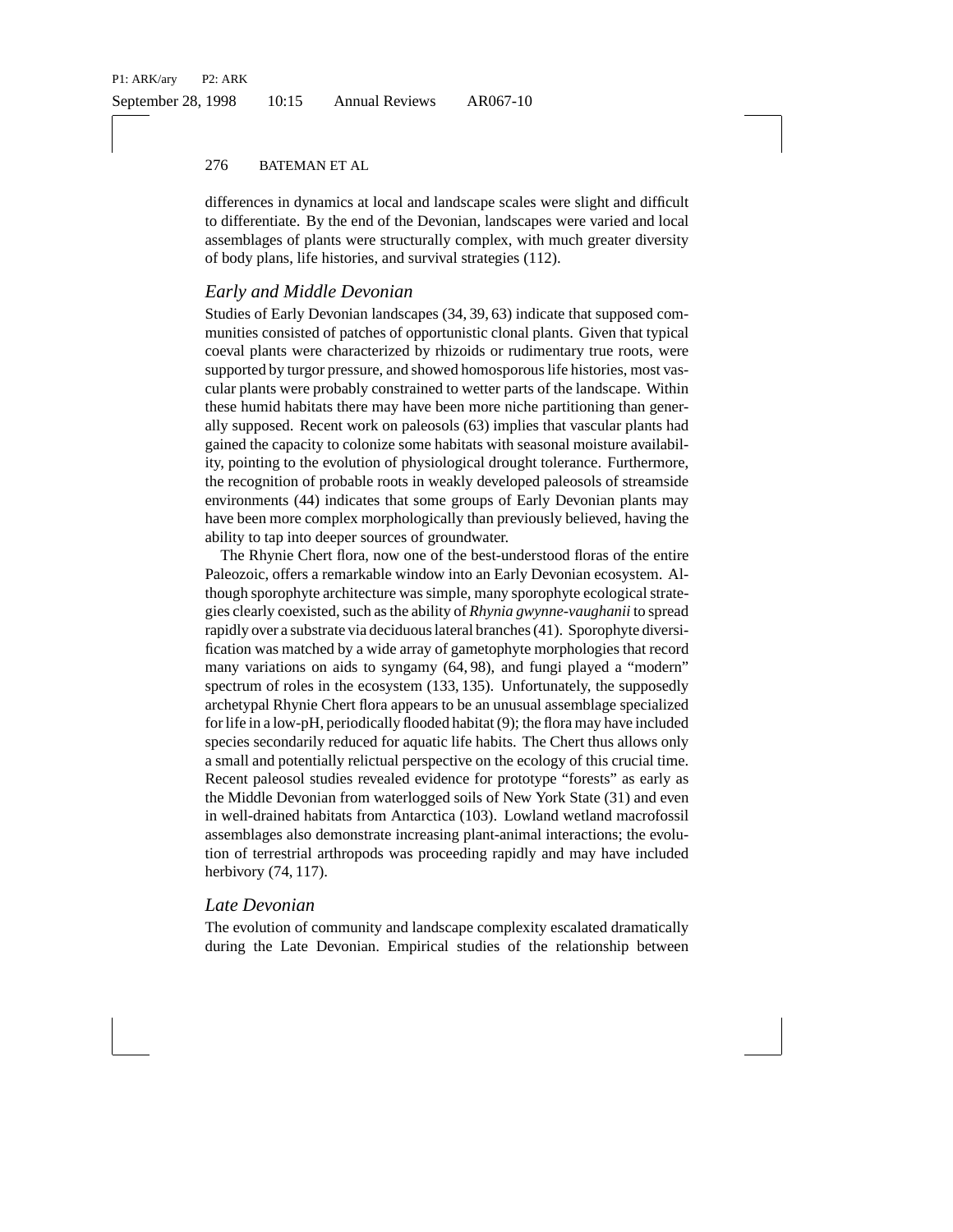differences in dynamics at local and landscape scales were slight and difficult to differentiate. By the end of the Devonian, landscapes were varied and local assemblages of plants were structurally complex, with much greater diversity of body plans, life histories, and survival strategies (112).

### *Early and Middle Devonian*

Studies of Early Devonian landscapes (34, 39, 63) indicate that supposed communities consisted of patches of opportunistic clonal plants. Given that typical coeval plants were characterized by rhizoids or rudimentary true roots, were supported by turgor pressure, and showed homosporous life histories, most vascular plants were probably constrained to wetter parts of the landscape. Within these humid habitats there may have been more niche partitioning than generally supposed. Recent work on paleosols (63) implies that vascular plants had gained the capacity to colonize some habitats with seasonal moisture availability, pointing to the evolution of physiological drought tolerance. Furthermore, the recognition of probable roots in weakly developed paleosols of streamside environments (44) indicates that some groups of Early Devonian plants may have been more complex morphologically than previously believed, having the ability to tap into deeper sources of groundwater.

The Rhynie Chert flora, now one of the best-understood floras of the entire Paleozoic, offers a remarkable window into an Early Devonian ecosystem. Although sporophyte architecture was simple, many sporophyte ecological strategies clearly coexisted, such as the ability of *Rhynia gwynne-vaughanii* to spread rapidly over a substrate via deciduous lateral branches (41). Sporophyte diversification was matched by a wide array of gametophyte morphologies that record many variations on aids to syngamy (64, 98), and fungi played a "modern" spectrum of roles in the ecosystem (133, 135). Unfortunately, the supposedly archetypal Rhynie Chert flora appears to be an unusual assemblage specialized for life in a low-pH, periodically flooded habitat (9); the flora may have included species secondarily reduced for aquatic life habits. The Chert thus allows only a small and potentially relictual perspective on the ecology of this crucial time. Recent paleosol studies revealed evidence for prototype "forests" as early as the Middle Devonian from waterlogged soils of New York State (31) and even in well-drained habitats from Antarctica (103). Lowland wetland macrofossil assemblages also demonstrate increasing plant-animal interactions; the evolution of terrestrial arthropods was proceeding rapidly and may have included herbivory (74, 117).

### *Late Devonian*

The evolution of community and landscape complexity escalated dramatically during the Late Devonian. Empirical studies of the relationship between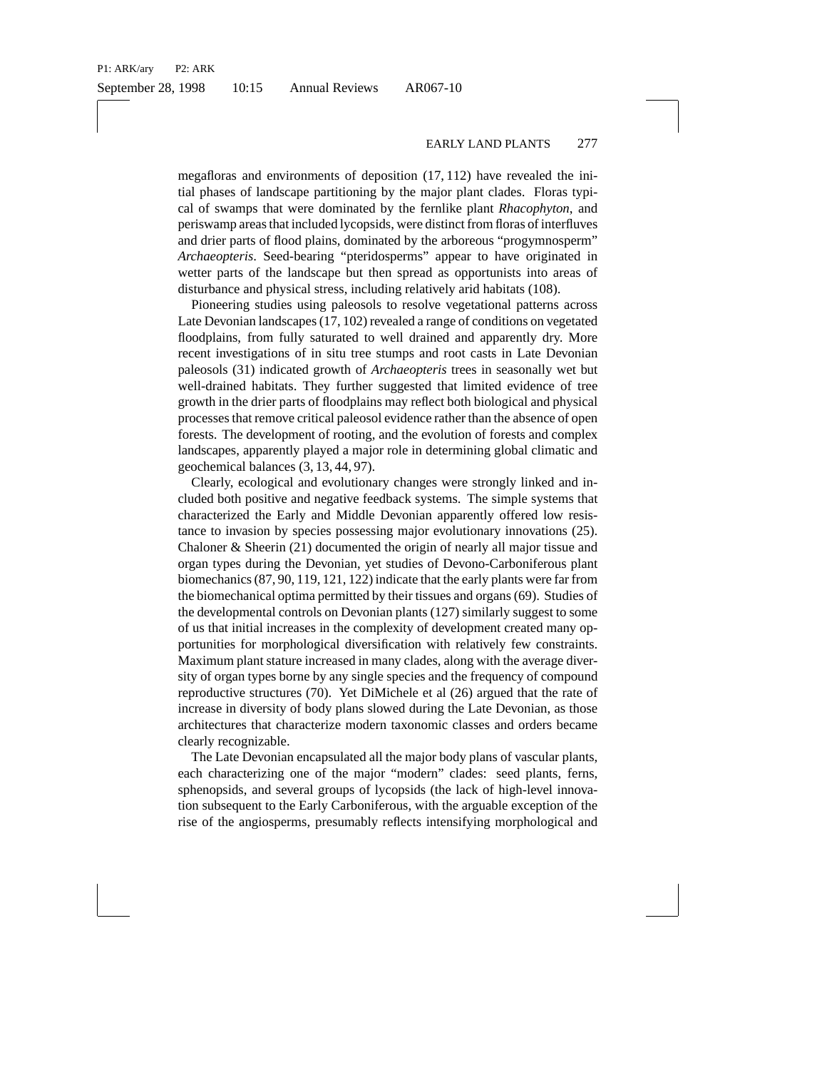megafloras and environments of deposition (17, 112) have revealed the initial phases of landscape partitioning by the major plant clades. Floras typical of swamps that were dominated by the fernlike plant *Rhacophyton*, and periswamp areas that included lycopsids, were distinct from floras of interfluves and drier parts of flood plains, dominated by the arboreous "progymnosperm" *Archaeopteris*. Seed-bearing "pteridosperms" appear to have originated in wetter parts of the landscape but then spread as opportunists into areas of disturbance and physical stress, including relatively arid habitats (108).

Pioneering studies using paleosols to resolve vegetational patterns across Late Devonian landscapes (17, 102) revealed a range of conditions on vegetated floodplains, from fully saturated to well drained and apparently dry. More recent investigations of in situ tree stumps and root casts in Late Devonian paleosols (31) indicated growth of *Archaeopteris* trees in seasonally wet but well-drained habitats. They further suggested that limited evidence of tree growth in the drier parts of floodplains may reflect both biological and physical processes that remove critical paleosol evidence rather than the absence of open forests. The development of rooting, and the evolution of forests and complex landscapes, apparently played a major role in determining global climatic and geochemical balances (3, 13, 44, 97).

Clearly, ecological and evolutionary changes were strongly linked and included both positive and negative feedback systems. The simple systems that characterized the Early and Middle Devonian apparently offered low resistance to invasion by species possessing major evolutionary innovations (25). Chaloner & Sheerin (21) documented the origin of nearly all major tissue and organ types during the Devonian, yet studies of Devono-Carboniferous plant biomechanics (87, 90, 119, 121, 122) indicate that the early plants were far from the biomechanical optima permitted by their tissues and organs (69). Studies of the developmental controls on Devonian plants (127) similarly suggest to some of us that initial increases in the complexity of development created many opportunities for morphological diversification with relatively few constraints. Maximum plant stature increased in many clades, along with the average diversity of organ types borne by any single species and the frequency of compound reproductive structures (70). Yet DiMichele et al (26) argued that the rate of increase in diversity of body plans slowed during the Late Devonian, as those architectures that characterize modern taxonomic classes and orders became clearly recognizable.

The Late Devonian encapsulated all the major body plans of vascular plants, each characterizing one of the major "modern" clades: seed plants, ferns, sphenopsids, and several groups of lycopsids (the lack of high-level innovation subsequent to the Early Carboniferous, with the arguable exception of the rise of the angiosperms, presumably reflects intensifying morphological and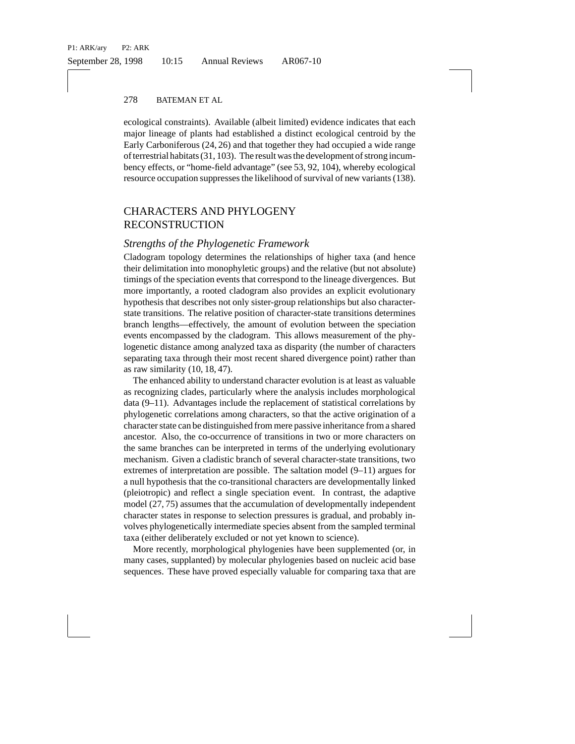ecological constraints). Available (albeit limited) evidence indicates that each major lineage of plants had established a distinct ecological centroid by the Early Carboniferous (24, 26) and that together they had occupied a wide range of terrestrial habitats (31, 103). The result was the development of strong incumbency effects, or "home-field advantage" (see 53, 92, 104), whereby ecological resource occupation suppresses the likelihood of survival of new variants (138).

## CHARACTERS AND PHYLOGENY RECONSTRUCTION

### *Strengths of the Phylogenetic Framework*

Cladogram topology determines the relationships of higher taxa (and hence their delimitation into monophyletic groups) and the relative (but not absolute) timings of the speciation events that correspond to the lineage divergences. But more importantly, a rooted cladogram also provides an explicit evolutionary hypothesis that describes not only sister-group relationships but also character-state transitions. The relative position of character-state transitions determines branch lengths—effectively, the amount of evolution between the speciation events encompassed by the cladogram. This allows measurement of the phylogenetic distance among analyzed taxa as disparity (the number of characters separating taxa through their most recent shared divergence point) rather than as raw similarity (10, 18, 47).

The enhanced ability to understand character evolution is at least as valuable as recognizing clades, particularly where the analysis includes morphological data (9–11). Advantages include the replacement of statistical correlations by phylogenetic correlations among characters, so that the active origination of a character state can be distinguished from mere passive inheritance from a shared ancestor. Also, the co-occurrence of transitions in two or more characters on the same branches can be interpreted in terms of the underlying evolutionary mechanism. Given a cladistic branch of several character-state transitions, two extremes of interpretation are possible. The saltation model (9–11) argues for a null hypothesis that the co-transitional characters are developmentally linked (pleiotropic) and reflect a single speciation event. In contrast, the adaptive model (27, 75) assumes that the accumulation of developmentally independent character states in response to selection pressures is gradual, and probably involves phylogenetically intermediate species absent from the sampled terminal taxa (either deliberately excluded or not yet known to science).

More recently, morphological phylogenies have been supplemented (or, in many cases, supplanted) by molecular phylogenies based on nucleic acid base sequences. These have proved especially valuable for comparing taxa that are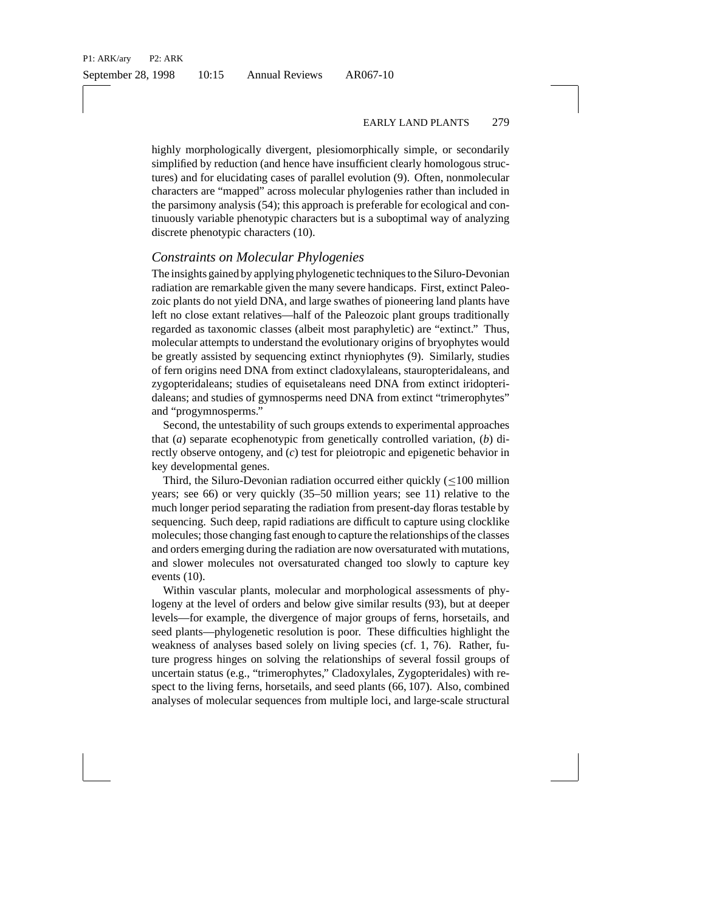highly morphologically divergent, plesiomorphically simple, or secondarily simplified by reduction (and hence have insufficient clearly homologous structures) and for elucidating cases of parallel evolution (9). Often, nonmolecular characters are "mapped" across molecular phylogenies rather than included in the parsimony analysis (54); this approach is preferable for ecological and continuously variable phenotypic characters but is a suboptimal way of analyzing discrete phenotypic characters (10).

### *Constraints on Molecular Phylogenies*

The insights gained by applying phylogenetic techniques to the Siluro-Devonian radiation are remarkable given the many severe handicaps. First, extinct Paleozoic plants do not yield DNA, and large swathes of pioneering land plants have left no close extant relatives—half of the Paleozoic plant groups traditionally regarded as taxonomic classes (albeit most paraphyletic) are "extinct." Thus, molecular attempts to understand the evolutionary origins of bryophytes would be greatly assisted by sequencing extinct rhyniophytes (9). Similarly, studies of fern origins need DNA from extinct cladoxylaleans, stauropteridaleans, and zygopteridaleans; studies of equisetaleans need DNA from extinct iridopteridaleans; and studies of gymnosperms need DNA from extinct "trimerophytes" and "progymnosperms."

Second, the untestability of such groups extends to experimental approaches that (*a*) separate ecophenotypic from genetically controlled variation, (*b*) directly observe ontogeny, and (*c*) test for pleiotropic and epigenetic behavior in key developmental genes.

Third, the Siluro-Devonian radiation occurred either quickly ($\leq$100 million years; see 66) or very quickly (35–50 million years; see 11) relative to the much longer period separating the radiation from present-day floras testable by sequencing. Such deep, rapid radiations are difficult to capture using clocklike molecules; those changing fast enough to capture the relationships of the classes and orders emerging during the radiation are now oversaturated with mutations, and slower molecules not oversaturated changed too slowly to capture key events (10).

Within vascular plants, molecular and morphological assessments of phylogeny at the level of orders and below give similar results (93), but at deeper levels—for example, the divergence of major groups of ferns, horsetails, and seed plants—phylogenetic resolution is poor. These difficulties highlight the weakness of analyses based solely on living species (cf. 1, 76). Rather, future progress hinges on solving the relationships of several fossil groups of uncertain status (e.g., "trimerophytes," Cladoxylales, Zygopteridales) with respect to the living ferns, horsetails, and seed plants (66, 107). Also, combined analyses of molecular sequences from multiple loci, and large-scale structural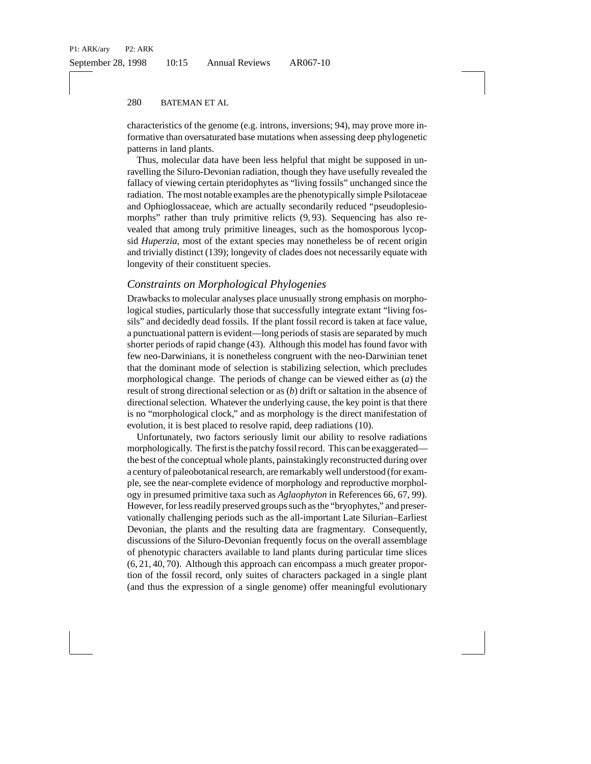characteristics of the genome (e.g. introns, inversions; 94), may prove more informative than oversaturated base mutations when assessing deep phylogenetic patterns in land plants.

Thus, molecular data have been less helpful that might be supposed in unravelling the Siluro-Devonian radiation, though they have usefully revealed the fallacy of viewing certain pteridophytes as "living fossils" unchanged since the radiation. The most notable examples are the phenotypically simple Psilotaceae and Ophioglossaceae, which are actually secondarily reduced "pseudoplesiomorphs" rather than truly primitive relicts (9, 93). Sequencing has also revealed that among truly primitive lineages, such as the homosporous lycopsid *Huperzia*, most of the extant species may nonetheless be of recent origin and trivially distinct (139); longevity of clades does not necessarily equate with longevity of their constituent species.

## *Constraints on Morphological Phylogenies*

Drawbacks to molecular analyses place unusually strong emphasis on morphological studies, particularly those that successfully integrate extant "living fossils" and decidedly dead fossils. If the plant fossil record is taken at face value, a punctuational pattern is evident—long periods of stasis are separated by much shorter periods of rapid change (43). Although this model has found favor with few neo-Darwinians, it is nonetheless congruent with the neo-Darwinian tenet that the dominant mode of selection is stabilizing selection, which precludes morphological change. The periods of change can be viewed either as (*a*) the result of strong directional selection or as (*b*) drift or saltation in the absence of directional selection. Whatever the underlying cause, the key point is that there is no "morphological clock," and as morphology is the direct manifestation of evolution, it is best placed to resolve rapid, deep radiations (10).

Unfortunately, two factors seriously limit our ability to resolve radiations morphologically. The first is the patchy fossil record. This can be exaggerated—the best of the conceptual whole plants, painstakingly reconstructed during over a century of paleobotanical research, are remarkably well understood (for example, see the near-complete evidence of morphology and reproductive morphology in presumed primitive taxa such as *Aglaophyton* in References 66, 67, 99). However, for less readily preserved groups such as the "bryophytes," and preservationally challenging periods such as the all-important Late Silurian–Earliest Devonian, the plants and the resulting data are fragmentary. Consequently, discussions of the Siluro-Devonian frequently focus on the overall assemblage of phenotypic characters available to land plants during particular time slices (6, 21, 40, 70). Although this approach can encompass a much greater proportion of the fossil record, only suites of characters packaged in a single plant (and thus the expression of a single genome) offer meaningful evolutionary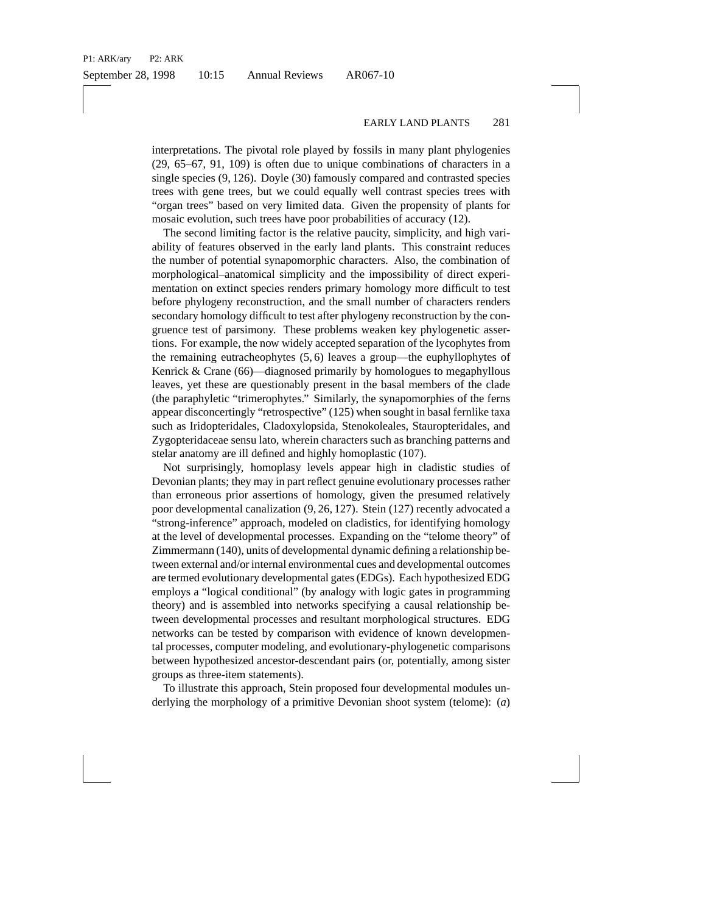interpretations. The pivotal role played by fossils in many plant phylogenies (29, 65–67, 91, 109) is often due to unique combinations of characters in a single species (9, 126). Doyle (30) famously compared and contrasted species trees with gene trees, but we could equally well contrast species trees with "organ trees" based on very limited data. Given the propensity of plants for mosaic evolution, such trees have poor probabilities of accuracy (12).

The second limiting factor is the relative paucity, simplicity, and high variability of features observed in the early land plants. This constraint reduces the number of potential synapomorphic characters. Also, the combination of morphological–anatomical simplicity and the impossibility of direct experimentation on extinct species renders primary homology more difficult to test before phylogeny reconstruction, and the small number of characters renders secondary homology difficult to test after phylogeny reconstruction by the congruence test of parsimony. These problems weaken key phylogenetic assertions. For example, the now widely accepted separation of the lycophytes from the remaining eutracheophytes (5, 6) leaves a group—the euphyllophytes of Kenrick & Crane (66)—diagnosed primarily by homologues to megaphyllous leaves, yet these are questionably present in the basal members of the clade (the paraphyletic "trimerophytes." Similarly, the synapomorphies of the ferns appear disconcertingly "retrospective" (125) when sought in basal fernlike taxa such as Iridopteridales, Cladoxylopsida, Stenokoleales, Stauropteridales, and Zygopteridaceae sensu lato, wherein characters such as branching patterns and stelar anatomy are ill defined and highly homoplastic (107).

Not surprisingly, homoplasy levels appear high in cladistic studies of Devonian plants; they may in part reflect genuine evolutionary processes rather than erroneous prior assertions of homology, given the presumed relatively poor developmental canalization (9, 26, 127). Stein (127) recently advocated a "strong-inference" approach, modeled on cladistics, for identifying homology at the level of developmental processes. Expanding on the "telome theory" of Zimmermann (140), units of developmental dynamic defining a relationship between external and/or internal environmental cues and developmental outcomes are termed evolutionary developmental gates (EDGs). Each hypothesized EDG employs a "logical conditional" (by analogy with logic gates in programming theory) and is assembled into networks specifying a causal relationship between developmental processes and resultant morphological structures. EDG networks can be tested by comparison with evidence of known developmental processes, computer modeling, and evolutionary-phylogenetic comparisons between hypothesized ancestor-descendant pairs (or, potentially, among sister groups as three-item statements).

To illustrate this approach, Stein proposed four developmental modules underlying the morphology of a primitive Devonian shoot system (telome): (*a*)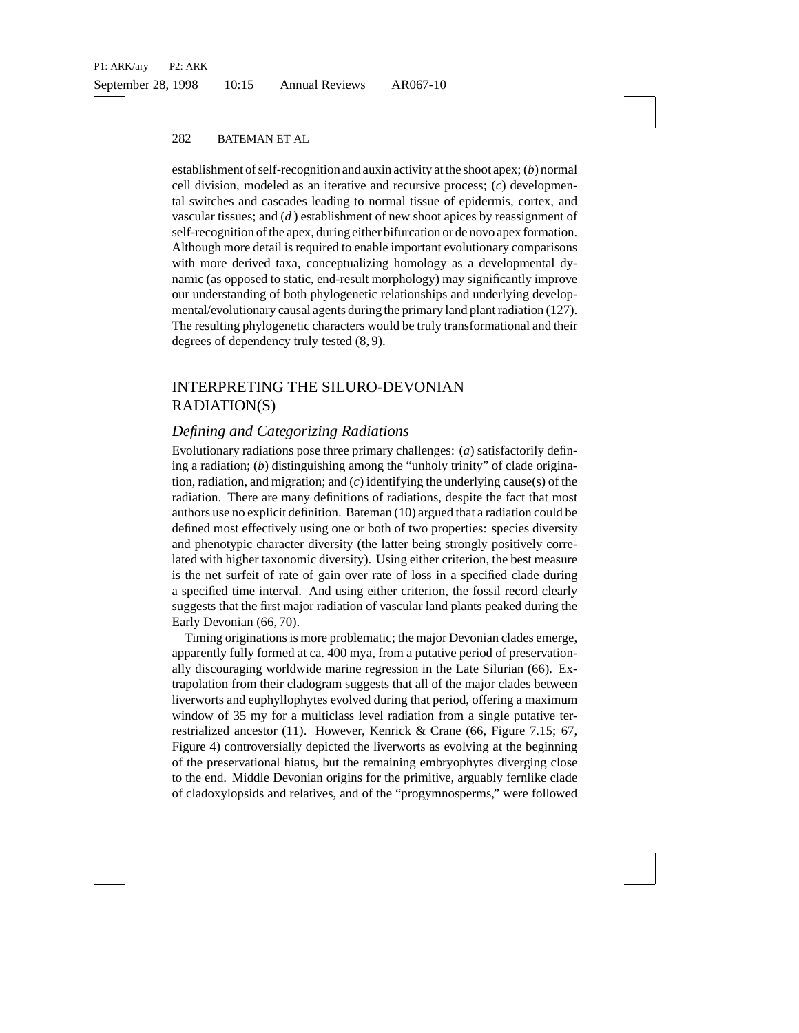establishment of self-recognition and auxin activity at the shoot apex; (*b*) normal cell division, modeled as an iterative and recursive process; (*c*) developmental switches and cascades leading to normal tissue of epidermis, cortex, and vascular tissues; and (*d*) establishment of new shoot apices by reassignment of self-recognition of the apex, during either bifurcation or de novo apex formation. Although more detail is required to enable important evolutionary comparisons with more derived taxa, conceptualizing homology as a developmental dynamic (as opposed to static, end-result morphology) may significantly improve our understanding of both phylogenetic relationships and underlying developmental/evolutionary causal agents during the primary land plant radiation (127). The resulting phylogenetic characters would be truly transformational and their degrees of dependency truly tested (8, 9).

## INTERPRETING THE SILURO-DEVONIAN RADIATION(S)

### *Defining and Categorizing Radiations*

Evolutionary radiations pose three primary challenges: (*a*) satisfactorily defining a radiation; (*b*) distinguishing among the "unholy trinity" of clade origination, radiation, and migration; and (*c*) identifying the underlying cause(s) of the radiation. There are many definitions of radiations, despite the fact that most authors use no explicit definition. Bateman (10) argued that a radiation could be defined most effectively using one or both of two properties: species diversity and phenotypic character diversity (the latter being strongly positively correlated with higher taxonomic diversity). Using either criterion, the best measure is the net surfeit of rate of gain over rate of loss in a specified clade during a specified time interval. And using either criterion, the fossil record clearly suggests that the first major radiation of vascular land plants peaked during the Early Devonian (66, 70).

Timing originations is more problematic; the major Devonian clades emerge, apparently fully formed at ca. 400 mya, from a putative period of preservationally discouraging worldwide marine regression in the Late Silurian (66). Extrapolation from their cladogram suggests that all of the major clades between liverworts and euphyllophytes evolved during that period, offering a maximum window of 35 my for a multiclass level radiation from a single putative terrestrialized ancestor (11). However, Kenrick & Crane (66, Figure 7.15; 67, Figure 4) controversially depicted the liverworts as evolving at the beginning of the preservational hiatus, but the remaining embryophytes diverging close to the end. Middle Devonian origins for the primitive, arguably fernlike clade of cladoxylopsids and relatives, and of the "progymnosperms," were followed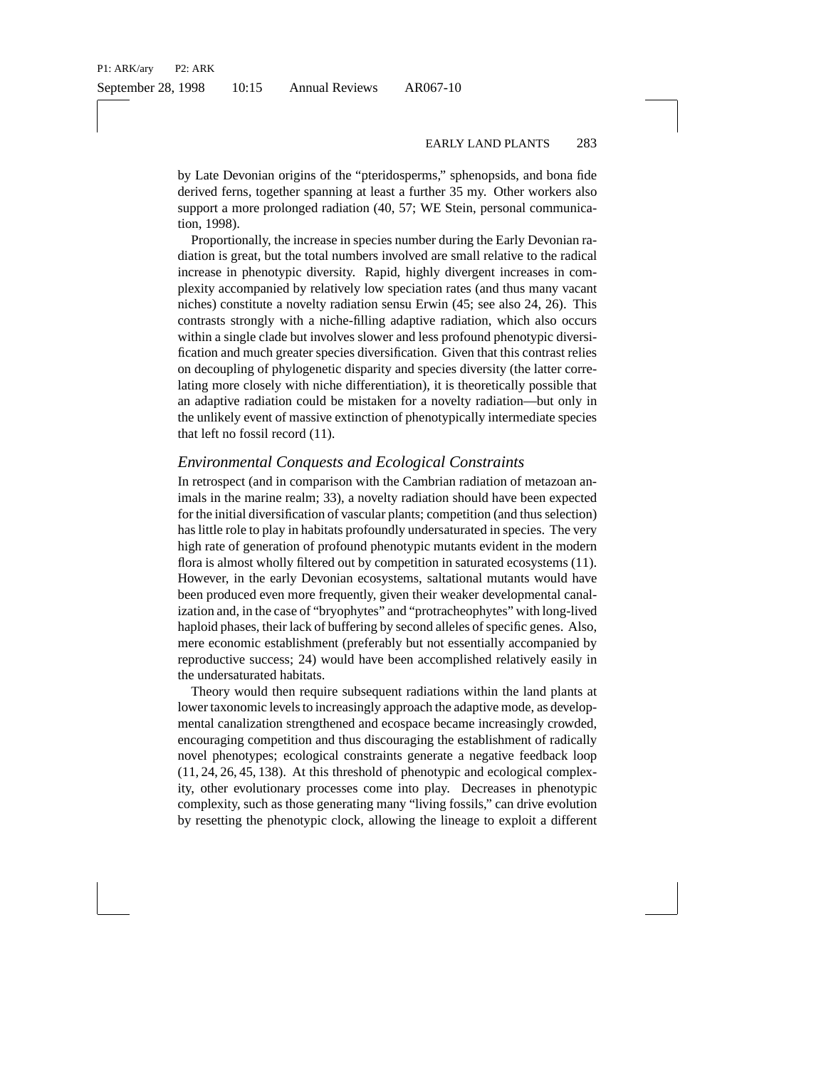by Late Devonian origins of the "pteridosperms," sphenopsids, and bona fide derived ferns, together spanning at least a further 35 my. Other workers also support a more prolonged radiation (40, 57; WE Stein, personal communication, 1998).

Proportionally, the increase in species number during the Early Devonian radiation is great, but the total numbers involved are small relative to the radical increase in phenotypic diversity. Rapid, highly divergent increases in complexity accompanied by relatively low speciation rates (and thus many vacant niches) constitute a novelty radiation sensu Erwin (45; see also 24, 26). This contrasts strongly with a niche-filling adaptive radiation, which also occurs within a single clade but involves slower and less profound phenotypic diversification and much greater species diversification. Given that this contrast relies on decoupling of phylogenetic disparity and species diversity (the latter correlating more closely with niche differentiation), it is theoretically possible that an adaptive radiation could be mistaken for a novelty radiation—but only in the unlikely event of massive extinction of phenotypically intermediate species that left no fossil record (11).

### *Environmental Conquests and Ecological Constraints*

In retrospect (and in comparison with the Cambrian radiation of metazoan animals in the marine realm; 33), a novelty radiation should have been expected for the initial diversification of vascular plants; competition (and thus selection) has little role to play in habitats profoundly undersaturated in species. The very high rate of generation of profound phenotypic mutants evident in the modern flora is almost wholly filtered out by competition in saturated ecosystems (11). However, in the early Devonian ecosystems, saltational mutants would have been produced even more frequently, given their weaker developmental canalization and, in the case of "bryophytes" and "protracheophytes" with long-lived haploid phases, their lack of buffering by second alleles of specific genes. Also, mere economic establishment (preferably but not essentially accompanied by reproductive success; 24) would have been accomplished relatively easily in the undersaturated habitats.

Theory would then require subsequent radiations within the land plants at lower taxonomic levels to increasingly approach the adaptive mode, as developmental canalization strengthened and ecospace became increasingly crowded, encouraging competition and thus discouraging the establishment of radically novel phenotypes; ecological constraints generate a negative feedback loop (11, 24, 26, 45, 138). At this threshold of phenotypic and ecological complexity, other evolutionary processes come into play. Decreases in phenotypic complexity, such as those generating many "living fossils," can drive evolution by resetting the phenotypic clock, allowing the lineage to exploit a different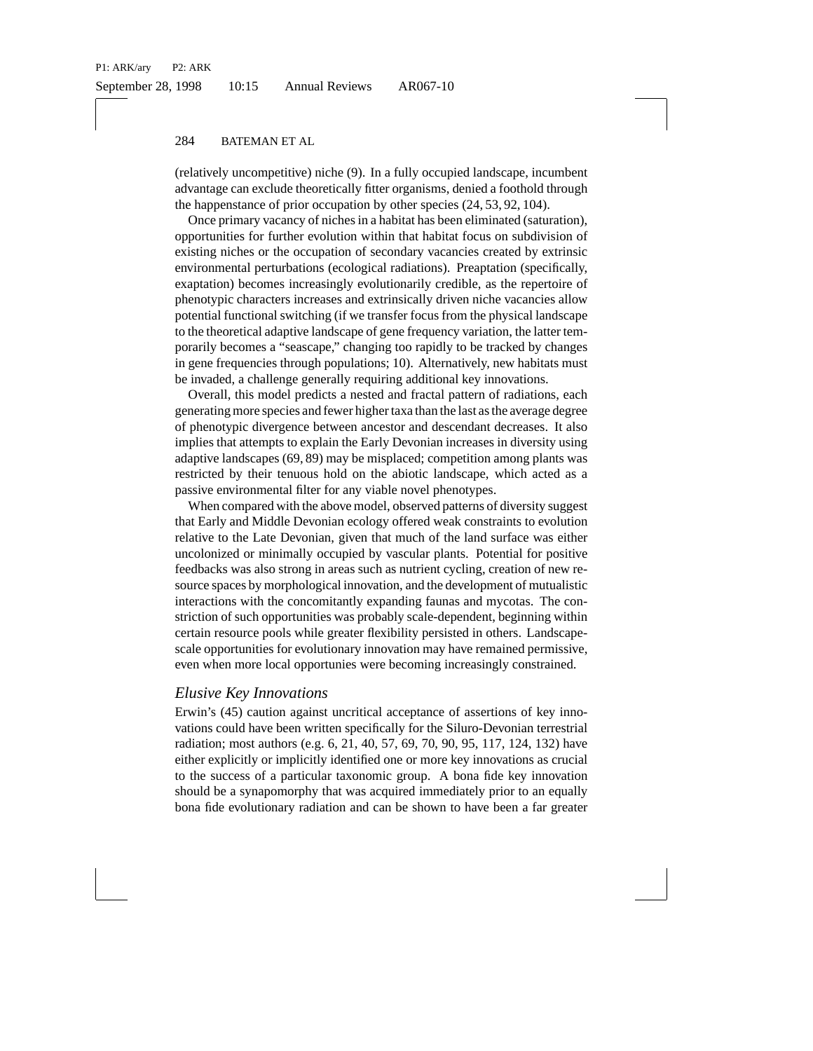(relatively uncompetitive) niche (9). In a fully occupied landscape, incumbent advantage can exclude theoretically fitter organisms, denied a foothold through the happenstance of prior occupation by other species (24, 53, 92, 104).

Once primary vacancy of niches in a habitat has been eliminated (saturation), opportunities for further evolution within that habitat focus on subdivision of existing niches or the occupation of secondary vacancies created by extrinsic environmental perturbations (ecological radiations). Preaptation (specifically, exaptation) becomes increasingly evolutionarily credible, as the repertoire of phenotypic characters increases and extrinsically driven niche vacancies allow potential functional switching (if we transfer focus from the physical landscape to the theoretical adaptive landscape of gene frequency variation, the latter temporarily becomes a "seascape," changing too rapidly to be tracked by changes in gene frequencies through populations; 10). Alternatively, new habitats must be invaded, a challenge generally requiring additional key innovations.

Overall, this model predicts a nested and fractal pattern of radiations, each generating more species and fewer higher taxa than the last as the average degree of phenotypic divergence between ancestor and descendant decreases. It also implies that attempts to explain the Early Devonian increases in diversity using adaptive landscapes (69, 89) may be misplaced; competition among plants was restricted by their tenuous hold on the abiotic landscape, which acted as a passive environmental filter for any viable novel phenotypes.

When compared with the above model, observed patterns of diversity suggest that Early and Middle Devonian ecology offered weak constraints to evolution relative to the Late Devonian, given that much of the land surface was either uncolonized or minimally occupied by vascular plants. Potential for positive feedbacks was also strong in areas such as nutrient cycling, creation of new resource spaces by morphological innovation, and the development of mutualistic interactions with the concomitantly expanding faunas and mycotas. The constriction of such opportunities was probably scale-dependent, beginning within certain resource pools while greater flexibility persisted in others. Landscape-scale opportunities for evolutionary innovation may have remained permissive, even when more local opportunies were becoming increasingly constrained.

### *Elusive Key Innovations*

Erwin's (45) caution against uncritical acceptance of assertions of key innovations could have been written specifically for the Siluro-Devonian terrestrial radiation; most authors (e.g. 6, 21, 40, 57, 69, 70, 90, 95, 117, 124, 132) have either explicitly or implicitly identified one or more key innovations as crucial to the success of a particular taxonomic group. A bona fide key innovation should be a synapomorphy that was acquired immediately prior to an equally bona fide evolutionary radiation and can be shown to have been a far greater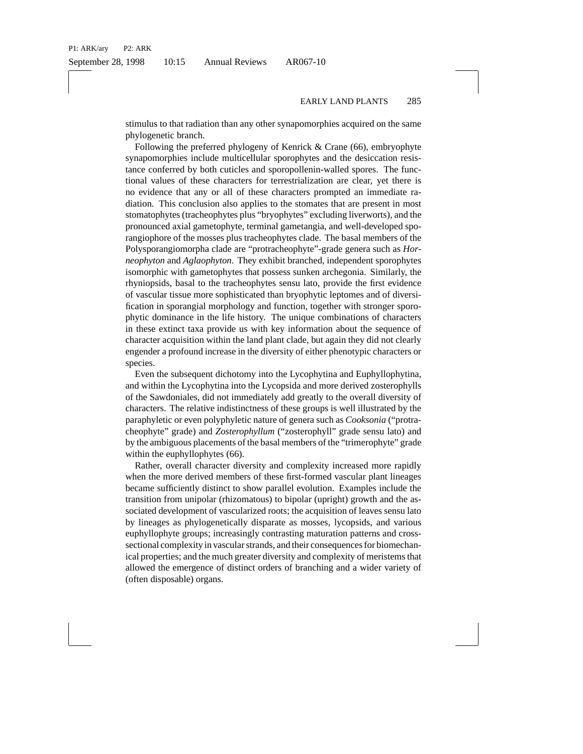stimulus to that radiation than any other synapomorphies acquired on the same phylogenetic branch.

Following the preferred phylogeny of Kenrick & Crane (66), embryophyte synapomorphies include multicellular sporophytes and the desiccation resistance conferred by both cuticles and sporopollenin-walled spores. The functional values of these characters for terrestrialization are clear, yet there is no evidence that any or all of these characters prompted an immediate radiation. This conclusion also applies to the stomates that are present in most stomatophytes (tracheophytes plus "bryophytes" excluding liverworts), and the pronounced axial gametophyte, terminal gametangia, and well-developed sporangiophore of the mosses plus tracheophytes clade. The basal members of the Polysporangiomorpha clade are "protracheophyte"-grade genera such as *Horneophyton* and *Aglaophyton*. They exhibit branched, independent sporophytes isomorphic with gametophytes that possess sunken archegonia. Similarly, the rhyniopsids, basal to the tracheophytes sensu lato, provide the first evidence of vascular tissue more sophisticated than bryophytic leptomes and of diversification in sporangial morphology and function, together with stronger sporophytic dominance in the life history. The unique combinations of characters in these extinct taxa provide us with key information about the sequence of character acquisition within the land plant clade, but again they did not clearly engender a profound increase in the diversity of either phenotypic characters or species.

Even the subsequent dichotomy into the Lycophytina and Euphyllophytina, and within the Lycophytina into the Lycopsida and more derived zosterophylls of the Sawdoniales, did not immediately add greatly to the overall diversity of characters. The relative indistinctness of these groups is well illustrated by the paraphyletic or even polyphyletic nature of genera such as *Cooksonia* ("protracheophyte" grade) and *Zosterophyllum* ("zosterophyll" grade sensu lato) and by the ambiguous placements of the basal members of the "trimerophyte" grade within the euphyllophytes (66).

Rather, overall character diversity and complexity increased more rapidly when the more derived members of these first-formed vascular plant lineages became sufficiently distinct to show parallel evolution. Examples include the transition from unipolar (rhizomatous) to bipolar (upright) growth and the associated development of vascularized roots; the acquisition of leaves sensu lato by lineages as phylogenetically disparate as mosses, lycopsids, and various euphyllophyte groups; increasingly contrasting maturation patterns and cross-sectional complexity in vascular strands, and their consequences for biomechanical properties; and the much greater diversity and complexity of meristems that allowed the emergence of distinct orders of branching and a wider variety of (often disposable) organs.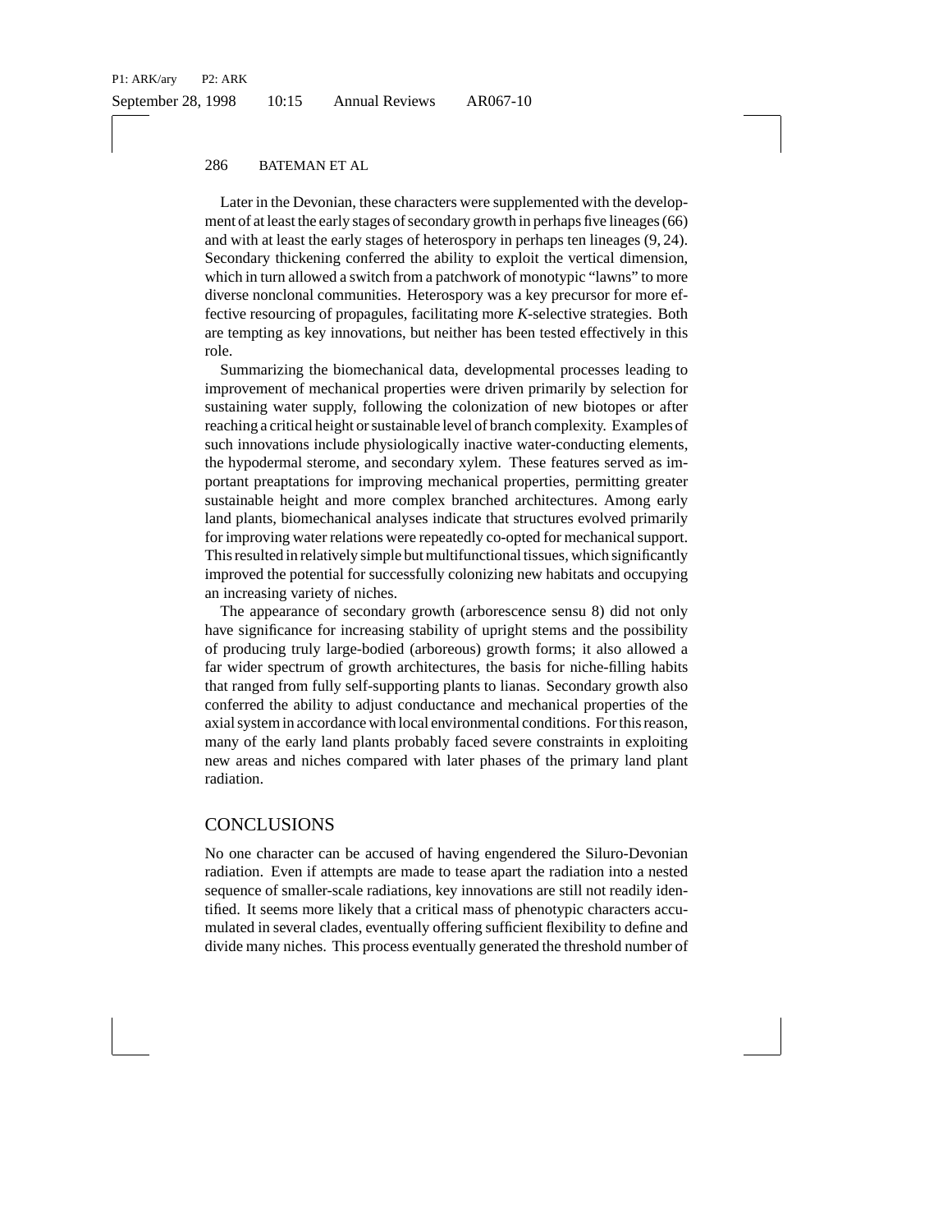Later in the Devonian, these characters were supplemented with the development of at least the early stages of secondary growth in perhaps five lineages (66) and with at least the early stages of heterospory in perhaps ten lineages (9, 24). Secondary thickening conferred the ability to exploit the vertical dimension, which in turn allowed a switch from a patchwork of monotypic "lawns" to more diverse nonclonal communities. Heterospory was a key precursor for more effective resourcing of propagules, facilitating more *K*-selective strategies. Both are tempting as key innovations, but neither has been tested effectively in this role.

Summarizing the biomechanical data, developmental processes leading to improvement of mechanical properties were driven primarily by selection for sustaining water supply, following the colonization of new biotopes or after reaching a critical height or sustainable level of branch complexity. Examples of such innovations include physiologically inactive water-conducting elements, the hypodermal sterome, and secondary xylem. These features served as important preaptations for improving mechanical properties, permitting greater sustainable height and more complex branched architectures. Among early land plants, biomechanical analyses indicate that structures evolved primarily for improving water relations were repeatedly co-opted for mechanical support. This resulted in relatively simple but multifunctional tissues, which significantly improved the potential for successfully colonizing new habitats and occupying an increasing variety of niches.

The appearance of secondary growth (arborescence sensu 8) did not only have significance for increasing stability of upright stems and the possibility of producing truly large-bodied (arboreous) growth forms; it also allowed a far wider spectrum of growth architectures, the basis for niche-filling habits that ranged from fully self-supporting plants to lianas. Secondary growth also conferred the ability to adjust conductance and mechanical properties of the axial system in accordance with local environmental conditions. For this reason, many of the early land plants probably faced severe constraints in exploiting new areas and niches compared with later phases of the primary land plant radiation.

## CONCLUSIONS

No one character can be accused of having engendered the Siluro-Devonian radiation. Even if attempts are made to tease apart the radiation into a nested sequence of smaller-scale radiations, key innovations are still not readily identified. It seems more likely that a critical mass of phenotypic characters accumulated in several clades, eventually offering sufficient flexibility to define and divide many niches. This process eventually generated the threshold number of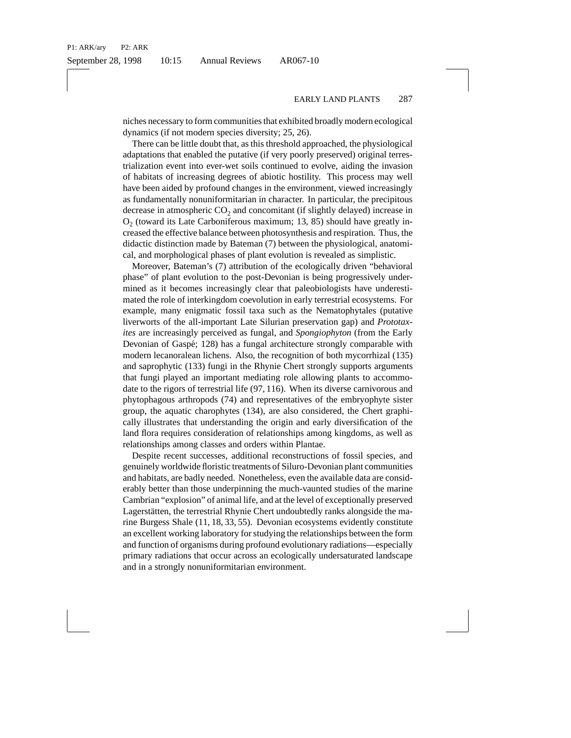niches necessary to form communities that exhibited broadly modern ecological dynamics (if not modern species diversity; 25, 26).

There can be little doubt that, as this threshold approached, the physiological adaptations that enabled the putative (if very poorly preserved) original terrestrialization event into ever-wet soils continued to evolve, aiding the invasion of habitats of increasing degrees of abiotic hostility. This process may well have been aided by profound changes in the environment, viewed increasingly as fundamentally nonuniformitarian in character. In particular, the precipitous decrease in atmospheric $CO_2$ and concomitant (if slightly delayed) increase in $O_2$ (toward its Late Carboniferous maximum; 13, 85) should have greatly increased the effective balance between photosynthesis and respiration. Thus, the didactic distinction made by Bateman (7) between the physiological, anatomical, and morphological phases of plant evolution is revealed as simplistic.

Moreover, Bateman's (7) attribution of the ecologically driven "behavioral phase" of plant evolution to the post-Devonian is being progressively undermined as it becomes increasingly clear that paleobiologists have underestimated the role of interkingdom coevolution in early terrestrial ecosystems. For example, many enigmatic fossil taxa such as the Nematophytales (putative liverworts of the all-important Late Silurian preservation gap) and *Prototaxites* are increasingly perceived as fungal, and *Spongiophyton* (from the Early Devonian of Gaspé; 128) has a fungal architecture strongly comparable with modern lecanoralean lichens. Also, the recognition of both mycorrhizal (135) and saprophytic (133) fungi in the Rhynie Chert strongly supports arguments that fungi played an important mediating role allowing plants to accommodate to the rigors of terrestrial life (97, 116). When its diverse carnivorous and phytophagous arthropods (74) and representatives of the embryophyte sister group, the aquatic charophytes (134), are also considered, the Chert graphically illustrates that understanding the origin and early diversification of the land flora requires consideration of relationships among kingdoms, as well as relationships among classes and orders within Plantae.

Despite recent successes, additional reconstructions of fossil species, and genuinely worldwide floristic treatments of Siluro-Devonian plant communities and habitats, are badly needed. Nonetheless, even the available data are considerably better than those underpinning the much-vaunted studies of the marine Cambrian "explosion" of animal life, and at the level of exceptionally preserved Lagerstätten, the terrestrial Rhynie Chert undoubtedly ranks alongside the marine Burgess Shale (11, 18, 33, 55). Devonian ecosystems evidently constitute an excellent working laboratory for studying the relationships between the form and function of organisms during profound evolutionary radiations—especially primary radiations that occur across an ecologically undersaturated landscape and in a strongly nonuniformitarian environment.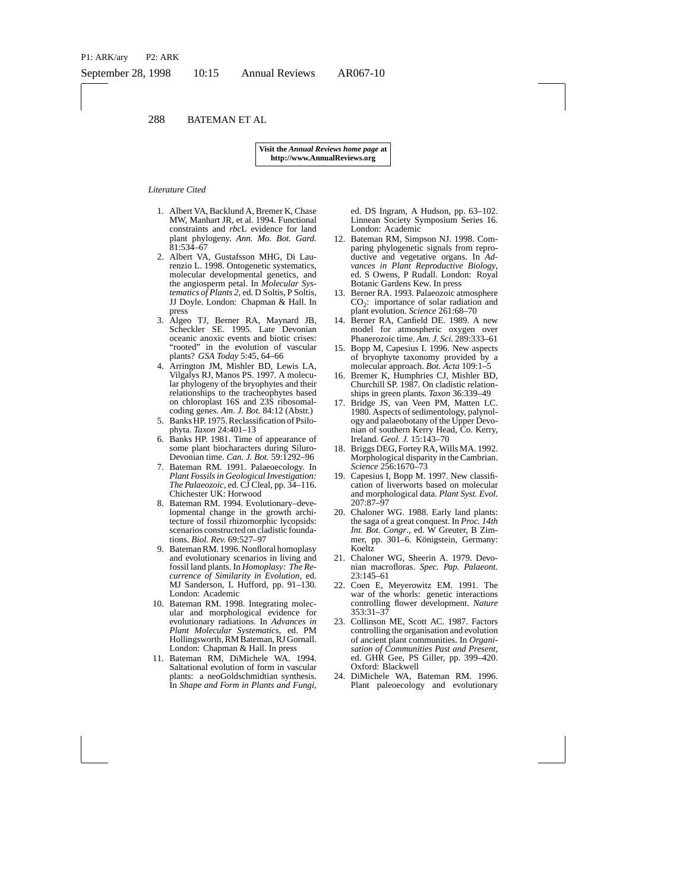**Visit the *Annual Reviews home page* at http://www.AnnualReviews.org**

*Literature Cited*

1. Albert VA, Backlund A, Bremer K, Chase MW, Manhart JR, et al. 1994. Functional constraints and *rbc*L evidence for land plant phylogeny. *Ann. Mo. Bot. Gard.* 81:534–67
2. Albert VA, Gustafsson MHG, Di Laurenzio L. 1998. Ontogenetic systematics, molecular developmental genetics, and the angiosperm petal. In *Molecular Systematics of Plants 2*, ed. D Soltis, P Soltis, JJ Doyle. London: Chapman & Hall. In press
3. Algeo TJ, Berner RA, Maynard JB, Scheckler SE. 1995. Late Devonian oceanic anoxic events and biotic crises: "rooted" in the evolution of vascular plants? *GSA Today* 5:45, 64–66
4. Arrington JM, Mishler BD, Lewis LA, Vilgalys RJ, Manos PS. 1997. A molecular phylogeny of the bryophytes and their relationships to the tracheophytes based on chloroplast 16S and 23S ribosomal-coding genes. *Am. J. Bot.* 84:12 (Abstr.)
5. Banks HP. 1975. Reclassification of Psilophyta. *Taxon* 24:401–13
6. Banks HP. 1981. Time of appearance of some plant biocharacters during Siluro-Devonian time. *Can. J. Bot.* 59:1292–96
7. Bateman RM. 1991. Palaeoecology. In *Plant Fossils in Geological Investigation: The Palaeozoic*, ed. CJ Cleal, pp. 34–116. Chichester UK: Horwood
8. Bateman RM. 1994. Evolutionary–developmental change in the growth architecture of fossil rhizomorphic lycopsids: scenarios constructed on cladistic foundations. *Biol. Rev.* 69:527–97
9. Bateman RM. 1996. Nonfloral homoplasy and evolutionary scenarios in living and fossil land plants. In *Homoplasy: The Recurrence of Similarity in Evolution*, ed. MJ Sanderson, L Hufford, pp. 91–130. London: Academic
10. Bateman RM. 1998. Integrating molecular and morphological evidence for evolutionary radiations. In *Advances in Plant Molecular Systematics*, ed. PM Hollingsworth, RM Bateman, RJ Gornall. London: Chapman & Hall. In press
11. Bateman RM, DiMichele WA. 1994. Saltational evolution of form in vascular plants: a neoGoldschmidtian synthesis. In *Shape and Form in Plants and Fungi*, ed. DS Ingram, A Hudson, pp. 63–102. Linnean Society Symposium Series 16. London: Academic
12. Bateman RM, Simpson NJ. 1998. Comparing phylogenetic signals from reproductive and vegetative organs. In *Advances in Plant Reproductive Biology*, ed. S Owens, P Rudall. London: Royal Botanic Gardens Kew. In press
13. Berner RA. 1993. Palaeozoic atmosphere $CO_2$: importance of solar radiation and plant evolution. *Science* 261:68–70
14. Berner RA, Canfield DE. 1989. A new model for atmospheric oxygen over Phanerozoic time. *Am. J. Sci.* 289:333–61
15. Bopp M, Capesius I. 1996. New aspects of bryophyte taxonomy provided by a molecular approach. *Bot. Acta* 109:1–5
16. Bremer K, Humphries CJ, Mishler BD, Churchill SP. 1987. On cladistic relationships in green plants. *Taxon* 36:339–49
17. Bridge JS, van Veen PM, Matten LC. 1980. Aspects of sedimentology, palynology and palaeobotany of the Upper Devonian of southern Kerry Head, Co. Kerry, Ireland. *Geol. J.* 15:143–70
18. Briggs DEG, Fortey RA, Wills MA. 1992. Morphological disparity in the Cambrian. *Science* 256:1670–73
19. Capesius I, Bopp M. 1997. New classification of liverworts based on molecular and morphological data. *Plant Syst. Evol.* 207:87–97
20. Chaloner WG. 1988. Early land plants: the saga of a great conquest. In *Proc. 14th Int. Bot. Congr.*, ed. W Greuter, B Zimmer, pp. 301–6. Königstein, Germany: Koeltz
21. Chaloner WG, Sheerin A. 1979. Devonian macrofloras. *Spec. Pap. Palaeont.* 23:145–61
22. Coen E, Meyerowitz EM. 1991. The war of the whorls: genetic interactions controlling flower development. *Nature* 353:31–37
23. Collinson ME, Scott AC. 1987. Factors controlling the organisation and evolution of ancient plant communities. In *Organisation of Communities Past and Present*, ed. GHR Gee, PS Giller, pp. 399–420. Oxford: Blackwell
24. DiMichele WA, Bateman RM. 1996. Plant paleoecology and evolutionary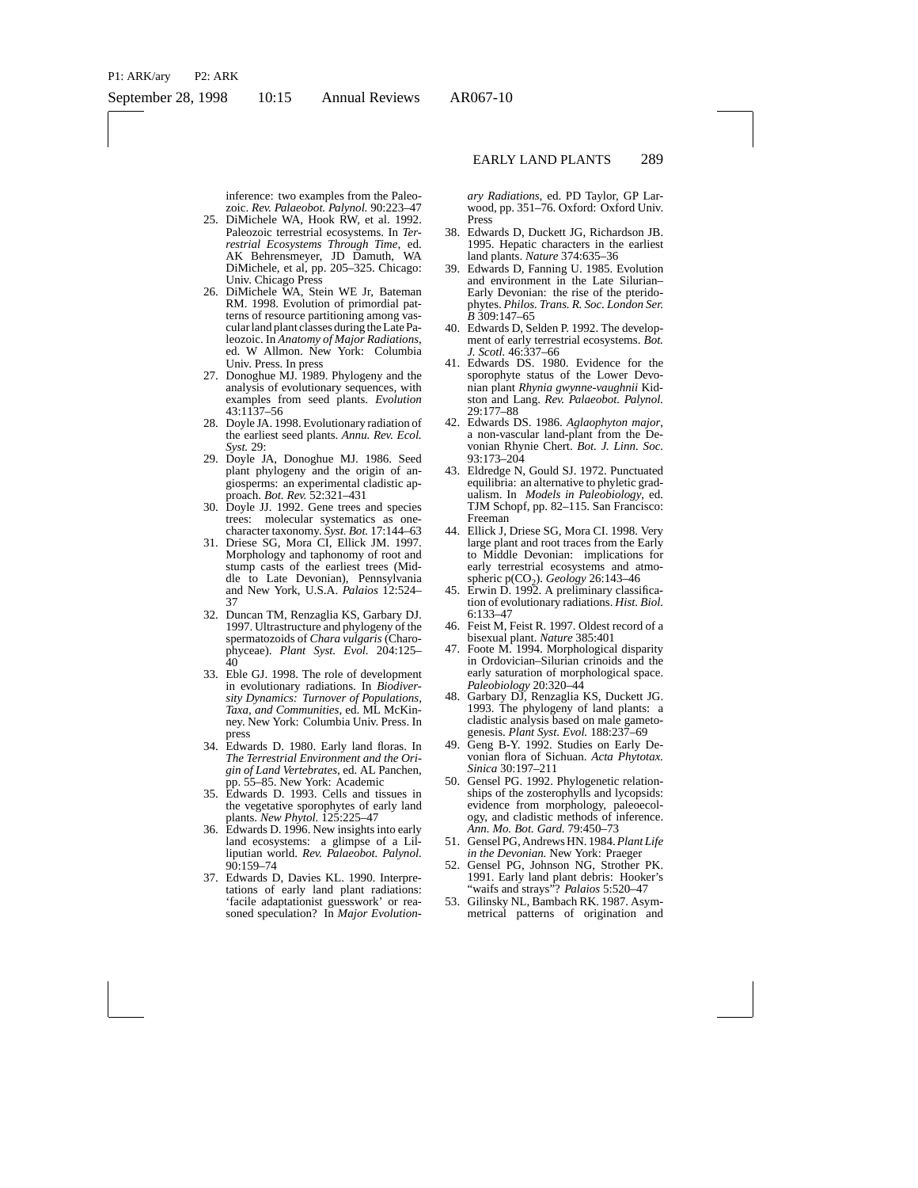inference: two examples from the Paleozoic. *Rev. Palaeobot. Palynol.* 90:223–47

25. DiMichele WA, Hook RW, et al. 1992. Paleozoic terrestrial ecosystems. In *Terrestrial Ecosystems Through Time*, ed. AK Behrensmeyer, JD Damuth, WA DiMichele, et al, pp. 205–325. Chicago: Univ. Chicago Press
26. DiMichele WA, Stein WE Jr, Bateman RM. 1998. Evolution of primordial patterns of resource partitioning among vascular land plant classes during the Late Paleozoic. In *Anatomy of Major Radiations*, ed. W Allmon. New York: Columbia Univ. Press. In press
27. Donoghue MJ. 1989. Phylogeny and the analysis of evolutionary sequences, with examples from seed plants. *Evolution* 43:1137–56
28. Doyle JA. 1998. Evolutionary radiation of the earliest seed plants. *Annu. Rev. Ecol. Syst.* 29:
29. Doyle JA, Donoghue MJ. 1986. Seed plant phylogeny and the origin of angiosperms: an experimental cladistic approach. *Bot. Rev.* 52:321–431
30. Doyle JJ. 1992. Gene trees and species trees: molecular systematics as one-character taxonomy. *Syst. Bot.* 17:144–63
31. Driese SG, Mora CI, Ellick JM. 1997. Morphology and taphonomy of root and stump casts of the earliest trees (Middle to Late Devonian), Pennsylvania and New York, U.S.A. *Palaios* 12:524–37
32. Duncan TM, Renzaglia KS, Garbary DJ. 1997. Ultrastructure and phylogeny of the spermatozoids of *Chara vulgaris* (Charophyceae). *Plant Syst. Evol.* 204:125–40
33. Eble GJ. 1998. The role of development in evolutionary radiations. In *Biodiversity Dynamics: Turnover of Populations, Taxa, and Communities*, ed. ML McKinney. New York: Columbia Univ. Press. In press
34. Edwards D. 1980. Early land floras. In *The Terrestrial Environment and the Origin of Land Vertebrates*, ed. AL Panchen, pp. 55–85. New York: Academic
35. Edwards D. 1993. Cells and tissues in the vegetative sporophytes of early land plants. *New Phytol.* 125:225–47
36. Edwards D. 1996. New insights into early land ecosystems: a glimpse of a Lilliputian world. *Rev. Palaeobot. Palynol.* 90:159–74
37. Edwards D, Davies KL. 1990. Interpretations of early land plant radiations: 'facile adaptationist guesswork' or reasoned speculation? In *Major Evolutionary Radiations*, ed. PD Taylor, GP Larwood, pp. 351–76. Oxford: Oxford Univ. Press
38. Edwards D, Duckett JG, Richardson JB. 1995. Hepatic characters in the earliest land plants. *Nature* 374:635–36
39. Edwards D, Fanning U. 1985. Evolution and environment in the Late Silurian–Early Devonian: the rise of the pteridophytes. *Philos. Trans. R. Soc. London Ser. B* 309:147–65
40. Edwards D, Selden P. 1992. The development of early terrestrial ecosystems. *Bot. J. Scotl.* 46:337–66
41. Edwards DS. 1980. Evidence for the sporophyte status of the Lower Devonian plant *Rhynia gwynne-vaughnii* Kidston and Lang. *Rev. Palaeobot. Palynol.* 29:177–88
42. Edwards DS. 1986. *Aglaophyton major*, a non-vascular land-plant from the Devonian Rhynie Chert. *Bot. J. Linn. Soc.* 93:173–204
43. Eldredge N, Gould SJ. 1972. Punctuated equilibria: an alternative to phyletic gradualism. In *Models in Paleobiology*, ed. TJM Schopf, pp. 82–115. San Francisco: Freeman
44. Ellick J, Driese SG, Mora CI. 1998. Very large plant and root traces from the Early to Middle Devonian: implications for early terrestrial ecosystems and atmospheric p($CO_2$). *Geology* 26:143–46
45. Erwin D. 1992. A preliminary classification of evolutionary radiations. *Hist. Biol.* 6:133–47
46. Feist M, Feist R. 1997. Oldest record of a bisexual plant. *Nature* 385:401
47. Foote M. 1994. Morphological disparity in Ordovician–Silurian crinoids and the early saturation of morphological space. *Paleobiology* 20:320–44
48. Garbary DJ, Renzaglia KS, Duckett JG. 1993. The phylogeny of land plants: a cladistic analysis based on male gametogenesis. *Plant Syst. Evol.* 188:237–69
49. Geng B-Y. 1992. Studies on Early Devonian flora of Sichuan. *Acta Phytotax. Sinica* 30:197–211
50. Gensel PG. 1992. Phylogenetic relationships of the zosterophylls and lycopsids: evidence from morphology, paleoecology, and cladistic methods of inference. *Ann. Mo. Bot. Gard.* 79:450–73
51. Gensel PG, Andrews HN. 1984. *Plant Life in the Devonian.* New York: Praeger
52. Gensel PG, Johnson NG, Strother PK. 1991. Early land plant debris: Hooker's "waifs and strays"? *Palaios* 5:520–47
53. Gilinsky NL, Bambach RK. 1987. Asymmetrical patterns of origination and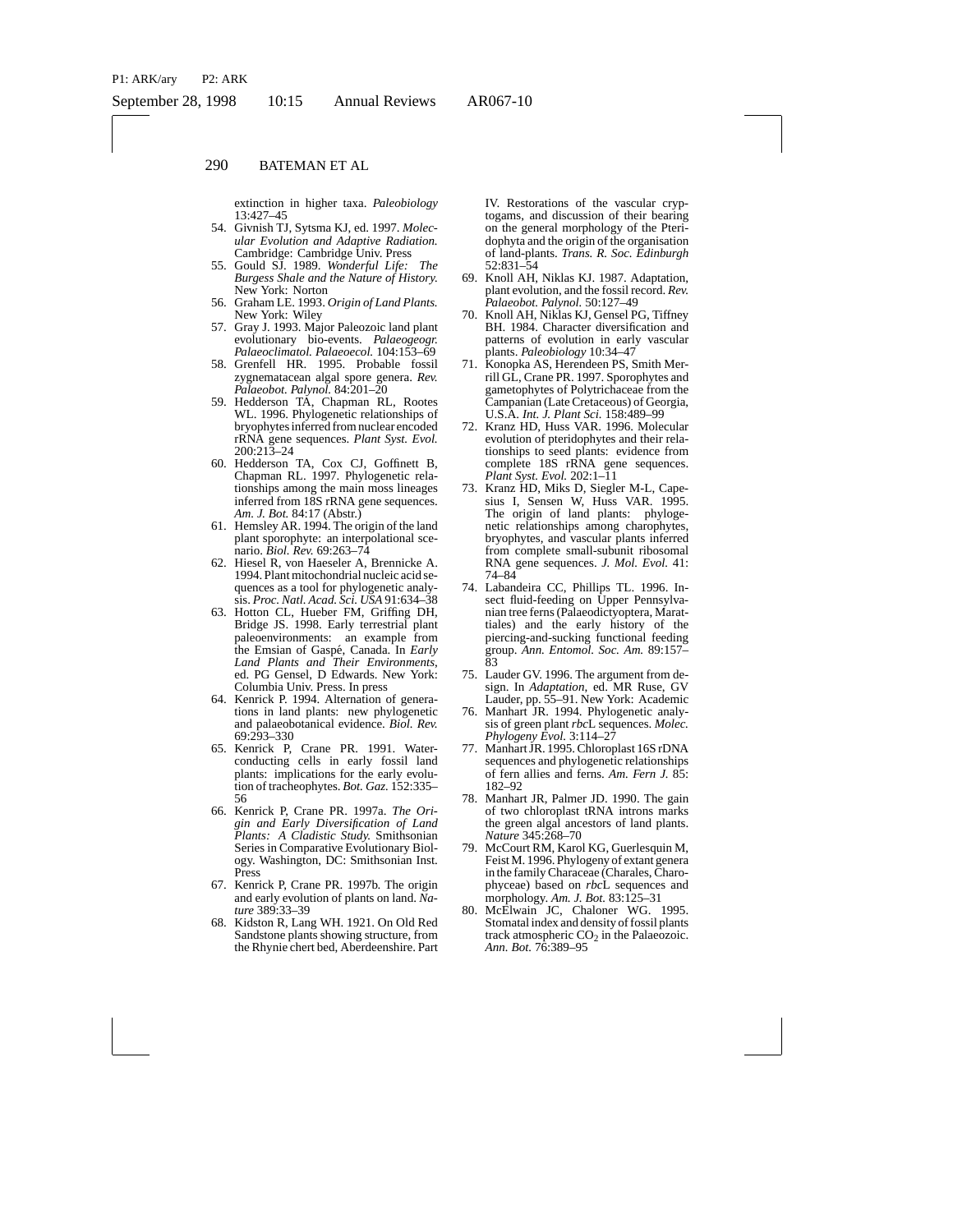extinction in higher taxa. *Paleobiology* 13:427–45

54. Givnish TJ, Sytsma KJ, ed. 1997. *Molecular Evolution and Adaptive Radiation.* Cambridge: Cambridge Univ. Press
55. Gould SJ. 1989. *Wonderful Life: The Burgess Shale and the Nature of History.* New York: Norton
56. Graham LE. 1993. *Origin of Land Plants.* New York: Wiley
57. Gray J. 1993. Major Paleozoic land plant evolutionary bio-events. *Palaeogeogr. Palaeoclimatol. Palaeoecol.* 104:153–69
58. Grenfell HR. 1995. Probable fossil zygnematacean algal spore genera. *Rev. Palaeobot. Palynol.* 84:201–20
59. Hedderson TA, Chapman RL, Rootes WL. 1996. Phylogenetic relationships of bryophytes inferred from nuclear encoded rRNA gene sequences. *Plant Syst. Evol.* 200:213–24
60. Hedderson TA, Cox CJ, Goffinett B, Chapman RL. 1997. Phylogenetic relationships among the main moss lineages inferred from 18S rRNA gene sequences. *Am. J. Bot.* 84:17 (Abstr.)
61. Hemsley AR. 1994. The origin of the land plant sporophyte: an interpolational scenario. *Biol. Rev.* 69:263–74
62. Hiesel R, von Haeseler A, Brennicke A. 1994. Plant mitochondrial nucleic acid sequences as a tool for phylogenetic analysis. *Proc. Natl. Acad. Sci. USA* 91:634–38
63. Hotton CL, Hueber FM, Griffing DH, Bridge JS. 1998. Early terrestrial plant paleoenvironments: an example from the Emsian of Gaspé, Canada. In *Early Land Plants and Their Environments*, ed. PG Gensel, D Edwards. New York: Columbia Univ. Press. In press
64. Kenrick P. 1994. Alternation of generations in land plants: new phylogenetic and palaeobotanical evidence. *Biol. Rev.* 69:293–330
65. Kenrick P, Crane PR. 1991. Water-conducting cells in early fossil land plants: implications for the early evolution of tracheophytes. *Bot. Gaz.* 152:335–56
66. Kenrick P, Crane PR. 1997a. *The Origin and Early Diversification of Land Plants: A Cladistic Study.* Smithsonian Series in Comparative Evolutionary Biology. Washington, DC: Smithsonian Inst. Press
67. Kenrick P, Crane PR. 1997b. The origin and early evolution of plants on land. *Nature* 389:33–39
68. Kidston R, Lang WH. 1921. On Old Red Sandstone plants showing structure, from the Rhynie chert bed, Aberdeenshire. Part IV. Restorations of the vascular cryptogams, and discussion of their bearing on the general morphology of the Pteridophyta and the origin of the organisation of land-plants. *Trans. R. Soc. Edinburgh* 52:831–54
69. Knoll AH, Niklas KJ. 1987. Adaptation, plant evolution, and the fossil record. *Rev. Palaeobot. Palynol.* 50:127–49
70. Knoll AH, Niklas KJ, Gensel PG, Tiffney BH. 1984. Character diversification and patterns of evolution in early vascular plants. *Paleobiology* 10:34–47
71. Konopka AS, Herendeen PS, Smith Merrill GL, Crane PR. 1997. Sporophytes and gametophytes of Polytrichaceae from the Campanian (Late Cretaceous) of Georgia, U.S.A. *Int. J. Plant Sci.* 158:489–99
72. Kranz HD, Huss VAR. 1996. Molecular evolution of pteridophytes and their relationships to seed plants: evidence from complete 18S rRNA gene sequences. *Plant Syst. Evol.* 202:1–11
73. Kranz HD, Miks D, Siegler M-L, Capesius I, Sensen W, Huss VAR. 1995. The origin of land plants: phylogenetic relationships among charophytes, bryophytes, and vascular plants inferred from complete small-subunit ribosomal RNA gene sequences. *J. Mol. Evol.* 41:74–84
74. Labandeira CC, Phillips TL. 1996. Insect fluid-feeding on Upper Pennsylvanian tree ferns (Palaeodictyoptera, Marattiales) and the early history of the piercing-and-sucking functional feeding group. *Ann. Entomol. Soc. Am.* 89:157–83
75. Lauder GV. 1996. The argument from design. In *Adaptation*, ed. MR Ruse, GV Lauder, pp. 55–91. New York: Academic
76. Manhart JR. 1994. Phylogenetic analysis of green plant *rbc*L sequences. *Molec. Phylogeny Evol.* 3:114–27
77. Manhart JR. 1995. Chloroplast 16S rDNA sequences and phylogenetic relationships of fern allies and ferns. *Am. Fern J.* 85:182–92
78. Manhart JR, Palmer JD. 1990. The gain of two chloroplast tRNA introns marks the green algal ancestors of land plants. *Nature* 345:268–70
79. McCourt RM, Karol KG, Guerlesquin M, Feist M. 1996. Phylogeny of extant genera in the family Characeae (Charales, Charophyceae) based on *rbc*L sequences and morphology. *Am. J. Bot.* 83:125–31
80. McElwain JC, Chaloner WG. 1995. Stomatal index and density of fossil plants track atmospheric $CO_2$ in the Palaeozoic. *Ann. Bot.* 76:389–95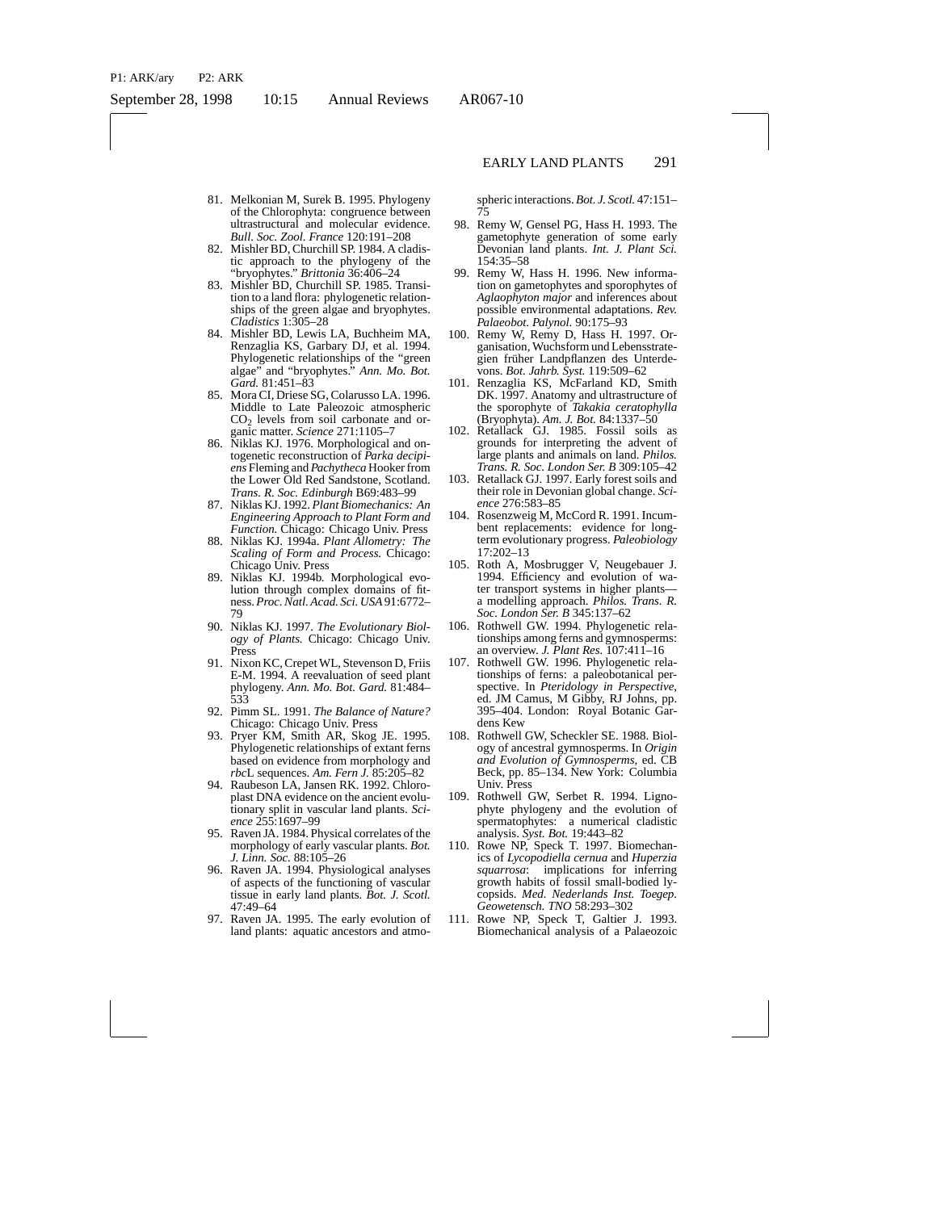81. Melkonian M, Surek B. 1995. Phylogeny of the Chlorophyta: congruence between ultrastructural and molecular evidence. *Bull. Soc. Zool. France* 120:191–208
82. Mishler BD, Churchill SP. 1984. A cladistic approach to the phylogeny of the "bryophytes." *Brittonia* 36:406–24
83. Mishler BD, Churchill SP. 1985. Transition to a land flora: phylogenetic relationships of the green algae and bryophytes. *Cladistics* 1:305–28
84. Mishler BD, Lewis LA, Buchheim MA, Renzaglia KS, Garbary DJ, et al. 1994. Phylogenetic relationships of the "green algae" and "bryophytes." *Ann. Mo. Bot. Gard.* 81:451–83
85. Mora CI, Driese SG, Colarusso LA. 1996. Middle to Late Paleozoic atmospheric $CO_2$ levels from soil carbonate and organic matter. *Science* 271:1105–7
86. Niklas KJ. 1976. Morphological and ontogenetic reconstruction of *Parka decipiens* Fleming and *Pachytheca* Hooker from the Lower Old Red Sandstone, Scotland. *Trans. R. Soc. Edinburgh* B69:483–99
87. Niklas KJ. 1992. *Plant Biomechanics: An Engineering Approach to Plant Form and Function.* Chicago: Chicago Univ. Press
88. Niklas KJ. 1994a. *Plant Allometry: The Scaling of Form and Process.* Chicago: Chicago Univ. Press
89. Niklas KJ. 1994b. Morphological evolution through complex domains of fitness. *Proc. Natl. Acad. Sci. USA* 91:6772–79
90. Niklas KJ. 1997. *The Evolutionary Biology of Plants.* Chicago: Chicago Univ. Press
91. Nixon KC, Crepet WL, Stevenson D, Friis E-M. 1994. A reevaluation of seed plant phylogeny. *Ann. Mo. Bot. Gard.* 81:484–533
92. Pimm SL. 1991. *The Balance of Nature?* Chicago: Chicago Univ. Press
93. Pryer KM, Smith AR, Skog JE. 1995. Phylogenetic relationships of extant ferns based on evidence from morphology and *rbc*L sequences. *Am. Fern J.* 85:205–82
94. Raubeson LA, Jansen RK. 1992. Chloroplast DNA evidence on the ancient evolutionary split in vascular land plants. *Science* 255:1697–99
95. Raven JA. 1984. Physical correlates of the morphology of early vascular plants. *Bot. J. Linn. Soc.* 88:105–26
96. Raven JA. 1994. Physiological analyses of aspects of the functioning of vascular tissue in early land plants. *Bot. J. Scotl.* 47:49–64
97. Raven JA. 1995. The early evolution of land plants: aquatic ancestors and atmospheric interactions. *Bot. J. Scotl.* 47:151–75
98. Remy W, Gensel PG, Hass H. 1993. The gametophyte generation of some early Devonian land plants. *Int. J. Plant Sci.* 154:35–58
99. Remy W, Hass H. 1996. New information on gametophytes and sporophytes of *Aglaophyton major* and inferences about possible environmental adaptations. *Rev. Palaeobot. Palynol.* 90:175–93
100. Remy W, Remy D, Hass H. 1997. Organisation, Wuchsform und Lebensstrategien früher Landpflanzen des Unterdevons. *Bot. Jahrb. Syst.* 119:509–62
101. Renzaglia KS, McFarland KD, Smith DK. 1997. Anatomy and ultrastructure of the sporophyte of *Takakia ceratophylla* (Bryophyta). *Am. J. Bot.* 84:1337–50
102. Retallack GJ. 1985. Fossil soils as grounds for interpreting the advent of large plants and animals on land. *Philos. Trans. R. Soc. London Ser. B* 309:105–42
103. Retallack GJ. 1997. Early forest soils and their role in Devonian global change. *Science* 276:583–85
104. Rosenzweig M, McCord R. 1991. Incumbent replacements: evidence for long-term evolutionary progress. *Paleobiology* 17:202–13
105. Roth A, Mosbrugger V, Neugebauer J. 1994. Efficiency and evolution of water transport systems in higher plants—a modelling approach. *Philos. Trans. R. Soc. London Ser. B* 345:137–62
106. Rothwell GW. 1994. Phylogenetic relationships among ferns and gymnosperms: an overview. *J. Plant Res.* 107:411–16
107. Rothwell GW. 1996. Phylogenetic relationships of ferns: a paleobotanical perspective. In *Pteridology in Perspective*, ed. JM Camus, M Gibby, RJ Johns, pp. 395–404. London: Royal Botanic Gardens Kew
108. Rothwell GW, Scheckler SE. 1988. Biology of ancestral gymnosperms. In *Origin and Evolution of Gymnosperms*, ed. CB Beck, pp. 85–134. New York: Columbia Univ. Press
109. Rothwell GW, Serbet R. 1994. Lignophyte phylogeny and the evolution of spermatophytes: a numerical cladistic analysis. *Syst. Bot.* 19:443–82
110. Rowe NP, Speck T. 1997. Biomechanics of *Lycopodiella cernua* and *Huperzia squarrosa*: implications for inferring growth habits of fossil small-bodied lycopsids. *Med. Nederlands Inst. Toegep. Geowetensch. TNO* 58:293–302
111. Rowe NP, Speck T, Galtier J. 1993. Biomechanical analysis of a Palaeozoic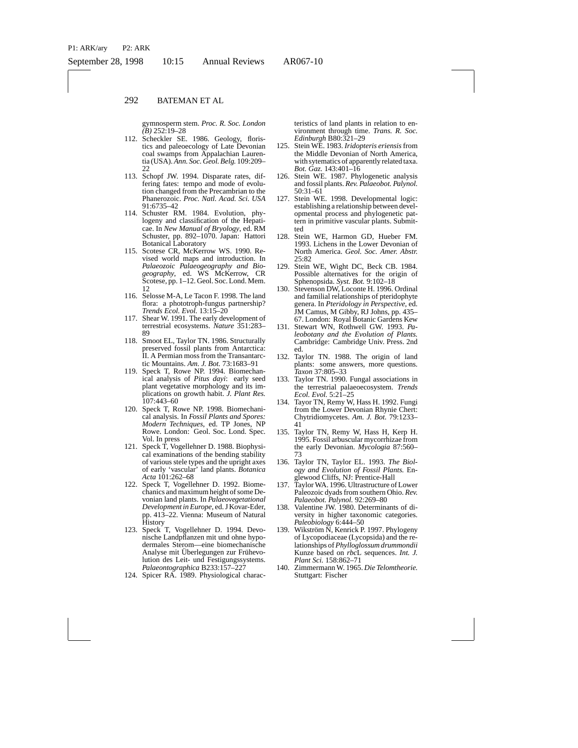gymnosperm stem. *Proc. R. Soc. London (B)* 252:19–28

112. Scheckler SE. 1986. Geology, floristics and paleoecology of Late Devonian coal swamps from Appalachian Laurentia (USA). *Ann. Soc. Geol. Belg.* 109:209–22
113. Schopf JW. 1994. Disparate rates, differing fates: tempo and mode of evolution changed from the Precambrian to the Phanerozoic. *Proc. Natl. Acad. Sci. USA* 91:6735–42
114. Schuster RM. 1984. Evolution, phylogeny and classification of the Hepaticae. In *New Manual of Bryology*, ed. RM Schuster, pp. 892–1070. Japan: Hattori Botanical Laboratory
115. Scotese CR, McKerrow WS. 1990. Revised world maps and introduction. In *Palaeozoic Palaeogeography and Biogeography*, ed. WS McKerrow, CR Scotese, pp. 1–12. Geol. Soc. Lond. Mem. 12
116. Selosse M-A, Le Tacon F. 1998. The land flora: a phototroph-fungus partnership? *Trends Ecol. Evol.* 13:15–20
117. Shear W. 1991. The early development of terrestrial ecosystems. *Nature* 351:283–89
118. Smoot EL, Taylor TN. 1986. Structurally preserved fossil plants from Antarctica: II. A Permian moss from the Transantarctic Mountains. *Am. J. Bot.* 73:1683–91
119. Speck T, Rowe NP. 1994. Biomechanical analysis of *Pitus dayi*: early seed plant vegetative morphology and its implications on growth habit. *J. Plant Res.* 107:443–60
120. Speck T, Rowe NP. 1998. Biomechanical analysis. In *Fossil Plants and Spores: Modern Techniques*, ed. TP Jones, NP Rowe. London: Geol. Soc. Lond. Spec. Vol. In press
121. Speck T, Vogellehner D. 1988. Biophysical examinations of the bending stability of various stele types and the upright axes of early 'vascular' land plants. *Botanica Acta* 101:262–68
122. Speck T, Vogellehner D. 1992. Biomechanics and maximum height of some Devonian land plants. In *Palaeovegetational Development in Europe*, ed. J Kovar-Eder, pp. 413–22. Vienna: Museum of Natural History
123. Speck T, Vogellehner D. 1994. Devonische Landpflanzen mit und ohne hypodermales Sterom—eine biomechanische Analyse mit Überlegungen zur Frühevolution des Leit- und Festigungssystems. *Palaeontographica* B233:157–227
124. Spicer RA. 1989. Physiological characteristics of land plants in relation to environment through time. *Trans. R. Soc. Edinburgh* B80:321–29
125. Stein WE. 1983. *Iridopteris eriensis* from the Middle Devonian of North America, with sytematics of apparently related taxa. *Bot. Gaz.* 143:401–16
126. Stein WE. 1987. Phylogenetic analysis and fossil plants. *Rev. Palaeobot. Palynol.* 50:31–61
127. Stein WE. 1998. Developmental logic: establishing a relationship between developmental process and phylogenetic pattern in primitive vascular plants. Submitted
128. Stein WE, Harmon GD, Hueber FM. 1993. Lichens in the Lower Devonian of North America. *Geol. Soc. Amer. Abstr.* 25:82
129. Stein WE, Wight DC, Beck CB. 1984. Possible alternatives for the origin of Sphenopsida. *Syst. Bot.* 9:102–18
130. Stevenson DW, Loconte H. 1996. Ordinal and familial relationships of pteridophyte genera. In *Pteridology in Perspective*, ed. JM Camus, M Gibby, RJ Johns, pp. 435–67. London: Royal Botanic Gardens Kew
131. Stewart WN, Rothwell GW. 1993. *Paleobotany and the Evolution of Plants.* Cambridge: Cambridge Univ. Press. 2nd ed.
132. Taylor TN. 1988. The origin of land plants: some answers, more questions. *Taxon* 37:805–33
133. Taylor TN. 1990. Fungal associations in the terrestrial palaeoecosystem. *Trends Ecol. Evol.* 5:21–25
134. Tayor TN, Remy W, Hass H. 1992. Fungi from the Lower Devonian Rhynie Chert: Chytridiomycetes. *Am. J. Bot.* 79:1233–41
135. Taylor TN, Remy W, Hass H, Kerp H. 1995. Fossil arbuscular mycorrhizae from the early Devonian. *Mycologia* 87:560–73
136. Taylor TN, Taylor EL. 1993. *The Biology and Evolution of Fossil Plants.* Englewood Cliffs, NJ: Prentice-Hall
137. Taylor WA. 1996. Ultrastructure of Lower Paleozoic dyads from southern Ohio. *Rev. Palaeobot. Palynol.* 92:269–80
138. Valentine JW. 1980. Determinants of diversity in higher taxonomic categories. *Paleobiology* 6:444–50
139. Wikström N, Kenrick P. 1997. Phylogeny of Lycopodiaceae (Lycopsida) and the relationships of *Phylloglossum drummondii* Kunze based on *rbc*L sequences. *Int. J. Plant Sci.* 158:862–71
140. Zimmermann W. 1965. *Die Telomtheorie.* Stuttgart: Fischer